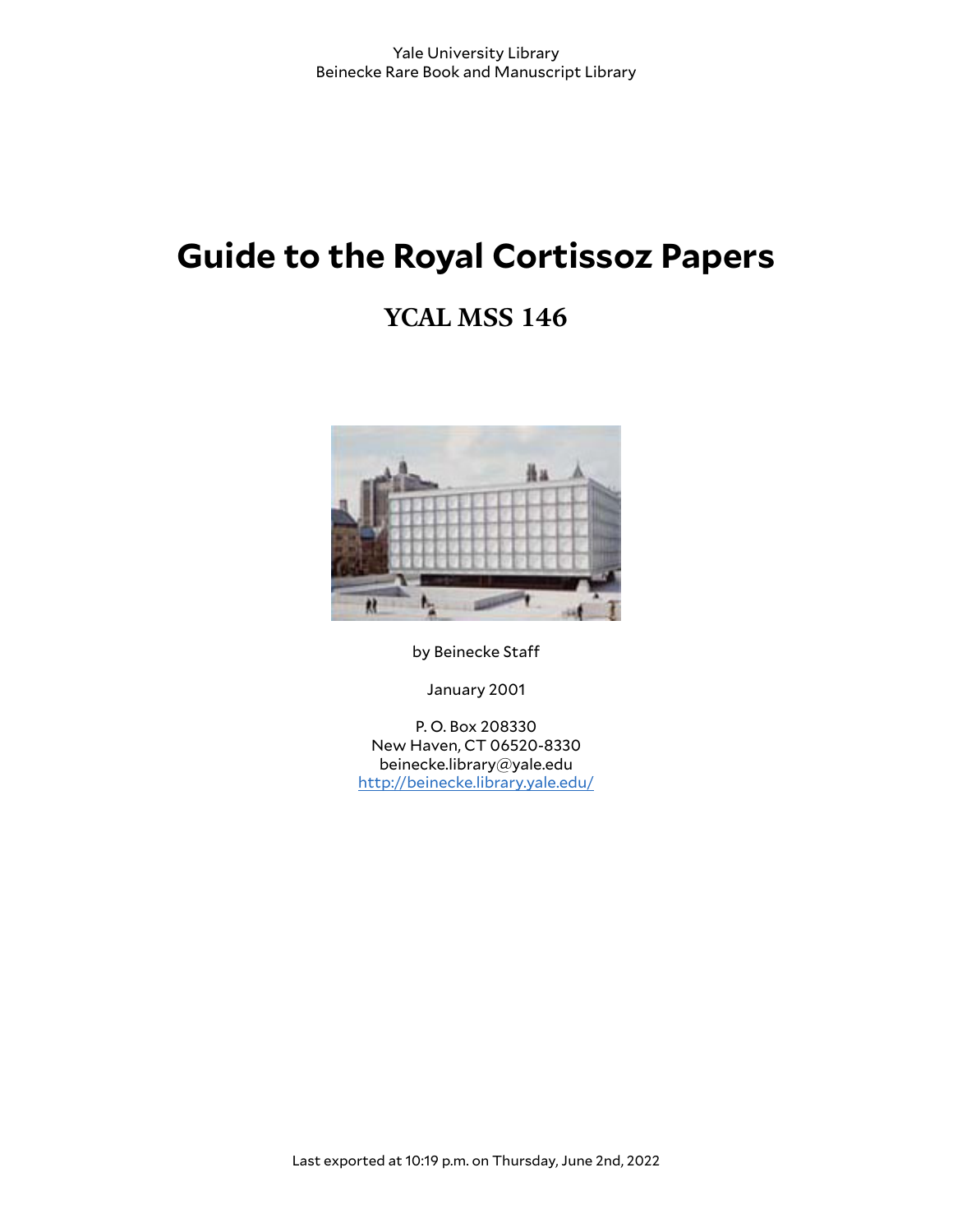Yale University Library
Beinecke Rare Book and Manuscript Library

# Guide to the Royal Cortissoz Papers

## YCAL MSS 146

by Beinecke Staff

January 2001

P. O. Box 208330
New Haven, CT 06520-8330
beinecke.library@yale.edu
http://beinecke.library.yale.edu/

Last exported at 10:19 p.m. on Thursday, June 2nd, 2022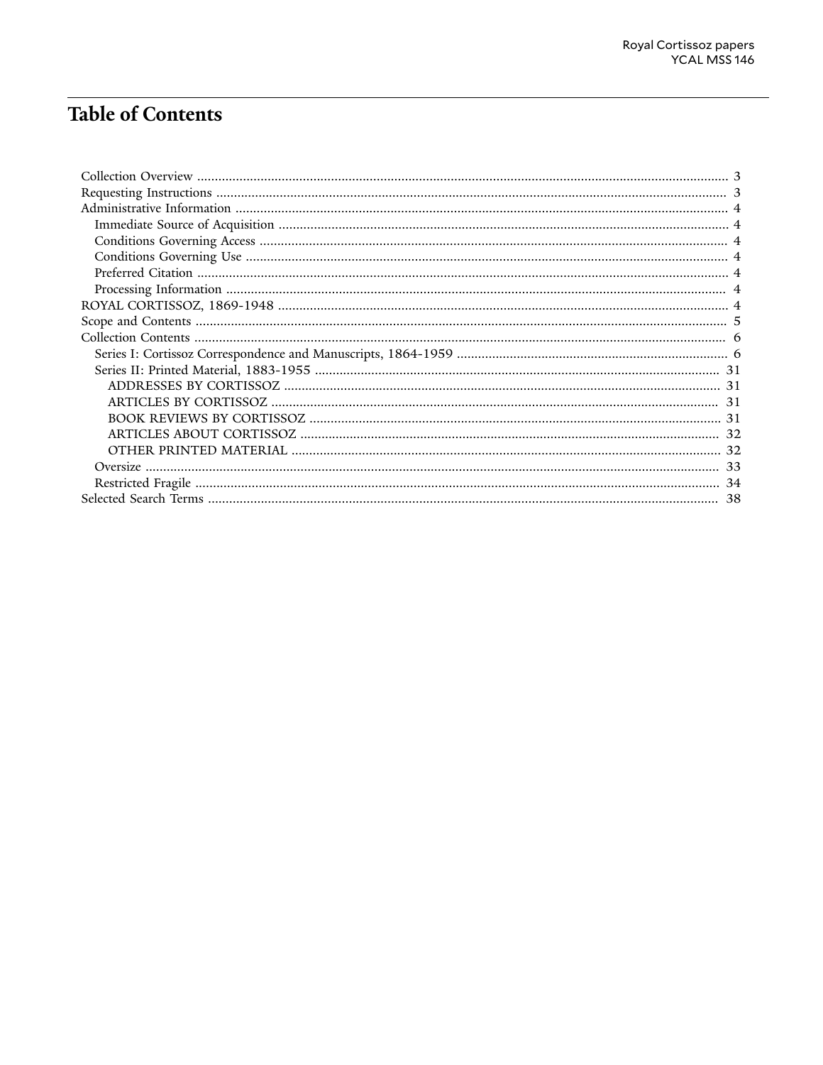# Table of Contents

- Collection Overview ........ 3
- Requesting Instructions ........ 3
- Administrative Information ........ 4
  - Immediate Source of Acquisition ........ 4
  - Conditions Governing Access ........ 4
  - Conditions Governing Use ........ 4
  - Preferred Citation ........ 4
  - Processing Information ........ 4
- ROYAL CORTISSOZ, 1869-1948 ........ 4
- Scope and Contents ........ 5
- Collection Contents ........ 6
  - Series I: Cortissoz Correspondence and Manuscripts, 1864-1959 ........ 6
  - Series II: Printed Material, 1883-1955 ........ 31
    - ADDRESSES BY CORTISSOZ ........ 31
    - ARTICLES BY CORTISSOZ ........ 31
    - BOOK REVIEWS BY CORTISSOZ ........ 31
    - ARTICLES ABOUT CORTISSOZ ........ 32
    - OTHER PRINTED MATERIAL ........ 32
  - Oversize ........ 33
  - Restricted Fragile ........ 34
- Selected Search Terms ........ 38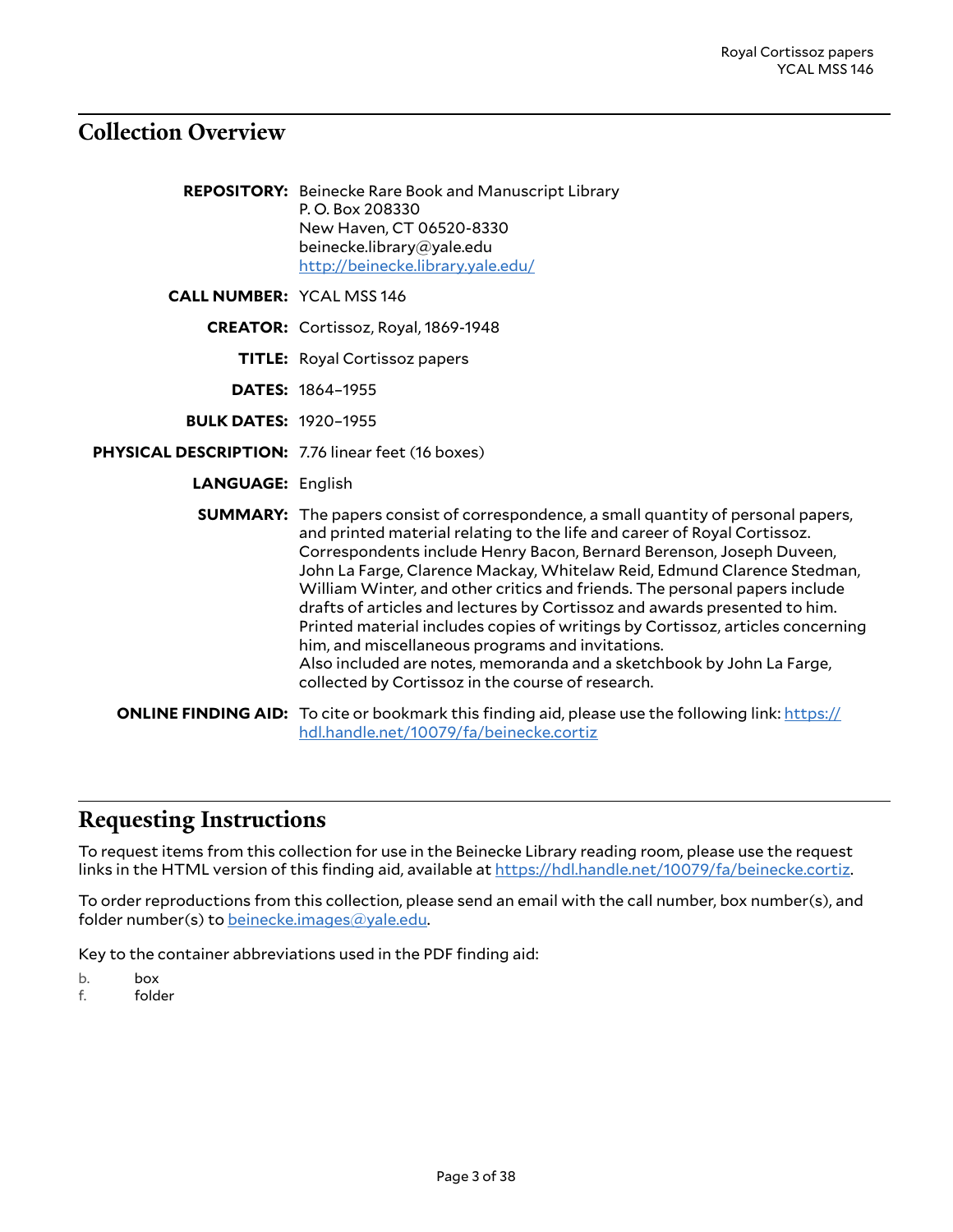## Collection Overview

**REPOSITORY:** Beinecke Rare Book and Manuscript Library
P. O. Box 208330
New Haven, CT 06520-8330
beinecke.library@yale.edu
http://beinecke.library.yale.edu/

**CALL NUMBER:** YCAL MSS 146

**CREATOR:** Cortissoz, Royal, 1869-1948

**TITLE:** Royal Cortissoz papers

**DATES:** 1864–1955

**BULK DATES:** 1920–1955

**PHYSICAL DESCRIPTION:** 7.76 linear feet (16 boxes)

**LANGUAGE:** English

**SUMMARY:** The papers consist of correspondence, a small quantity of personal papers, and printed material relating to the life and career of Royal Cortissoz. Correspondents include Henry Bacon, Bernard Berenson, Joseph Duveen, John La Farge, Clarence Mackay, Whitelaw Reid, Edmund Clarence Stedman, William Winter, and other critics and friends. The personal papers include drafts of articles and lectures by Cortissoz and awards presented to him. Printed material includes copies of writings by Cortissoz, articles concerning him, and miscellaneous programs and invitations.
Also included are notes, memoranda and a sketchbook by John La Farge, collected by Cortissoz in the course of research.

**ONLINE FINDING AID:** To cite or bookmark this finding aid, please use the following link: https://hdl.handle.net/10079/fa/beinecke.cortiz

## Requesting Instructions

To request items from this collection for use in the Beinecke Library reading room, please use the request links in the HTML version of this finding aid, available at https://hdl.handle.net/10079/fa/beinecke.cortiz.

To order reproductions from this collection, please send an email with the call number, box number(s), and folder number(s) to beinecke.images@yale.edu.

Key to the container abbreviations used in the PDF finding aid:

b. box
f. folder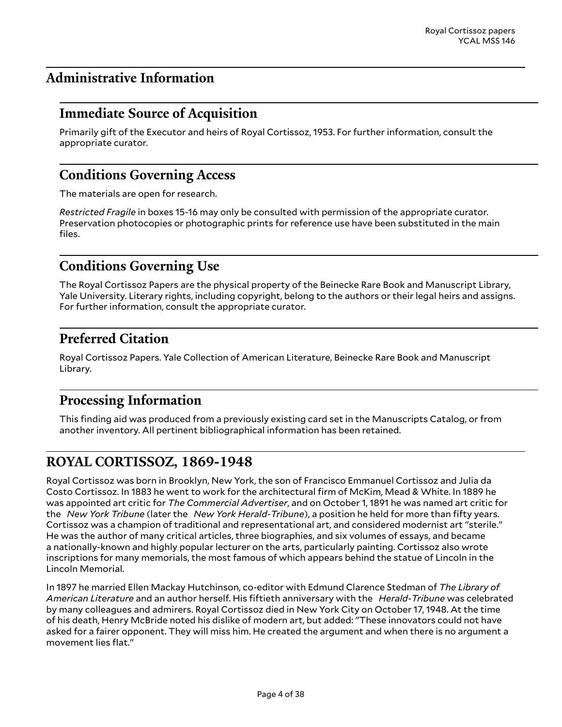## Administrative Information

### Immediate Source of Acquisition

Primarily gift of the Executor and heirs of Royal Cortissoz, 1953. For further information, consult the appropriate curator.

### Conditions Governing Access

The materials are open for research.

*Restricted Fragile* in boxes 15-16 may only be consulted with permission of the appropriate curator. Preservation photocopies or photographic prints for reference use have been substituted in the main files.

### Conditions Governing Use

The Royal Cortissoz Papers are the physical property of the Beinecke Rare Book and Manuscript Library, Yale University. Literary rights, including copyright, belong to the authors or their legal heirs and assigns. For further information, consult the appropriate curator.

### Preferred Citation

Royal Cortissoz Papers. Yale Collection of American Literature, Beinecke Rare Book and Manuscript Library.

### Processing Information

This finding aid was produced from a previously existing card set in the Manuscripts Catalog, or from another inventory. All pertinent bibliographical information has been retained.

## ROYAL CORTISSOZ, 1869-1948

Royal Cortissoz was born in Brooklyn, New York, the son of Francisco Emmanuel Cortissoz and Julia da Costo Cortissoz. In 1883 he went to work for the architectural firm of McKim, Mead & White. In 1889 he was appointed art critic for *The Commercial Advertiser*, and on October 1, 1891 he was named art critic for the *New York Tribune* (later the *New York Herald-Tribune*), a position he held for more than fifty years. Cortissoz was a champion of traditional and representational art, and considered modernist art "sterile." He was the author of many critical articles, three biographies, and six volumes of essays, and became a nationally-known and highly popular lecturer on the arts, particularly painting. Cortissoz also wrote inscriptions for many memorials, the most famous of which appears behind the statue of Lincoln in the Lincoln Memorial.

In 1897 he married Ellen Mackay Hutchinson, co-editor with Edmund Clarence Stedman of *The Library of American Literature* and an author herself. His fiftieth anniversary with the *Herald-Tribune* was celebrated by many colleagues and admirers. Royal Cortissoz died in New York City on October 17, 1948. At the time of his death, Henry McBride noted his dislike of modern art, but added: "These innovators could not have asked for a fairer opponent. They will miss him. He created the argument and when there is no argument a movement lies flat."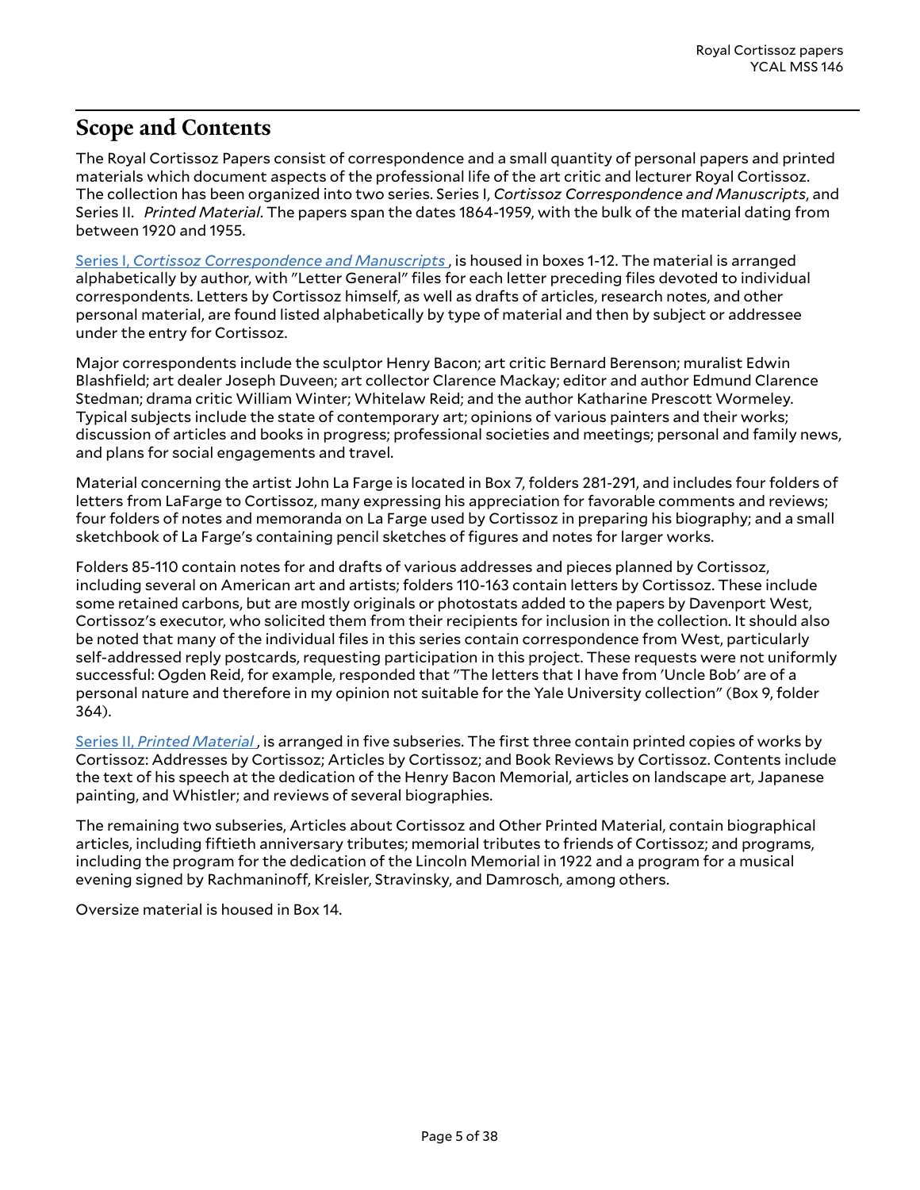## Scope and Contents

The Royal Cortissoz Papers consist of correspondence and a small quantity of personal papers and printed materials which document aspects of the professional life of the art critic and lecturer Royal Cortissoz. The collection has been organized into two series. Series I, *Cortissoz Correspondence and Manuscripts*, and Series II. *Printed Material*. The papers span the dates 1864-1959, with the bulk of the material dating from between 1920 and 1955.

Series I, *Cortissoz Correspondence and Manuscripts* , is housed in boxes 1-12. The material is arranged alphabetically by author, with "Letter General" files for each letter preceding files devoted to individual correspondents. Letters by Cortissoz himself, as well as drafts of articles, research notes, and other personal material, are found listed alphabetically by type of material and then by subject or addressee under the entry for Cortissoz.

Major correspondents include the sculptor Henry Bacon; art critic Bernard Berenson; muralist Edwin Blashfield; art dealer Joseph Duveen; art collector Clarence Mackay; editor and author Edmund Clarence Stedman; drama critic William Winter; Whitelaw Reid; and the author Katharine Prescott Wormeley. Typical subjects include the state of contemporary art; opinions of various painters and their works; discussion of articles and books in progress; professional societies and meetings; personal and family news, and plans for social engagements and travel.

Material concerning the artist John La Farge is located in Box 7, folders 281-291, and includes four folders of letters from LaFarge to Cortissoz, many expressing his appreciation for favorable comments and reviews; four folders of notes and memoranda on La Farge used by Cortissoz in preparing his biography; and a small sketchbook of La Farge's containing pencil sketches of figures and notes for larger works.

Folders 85-110 contain notes for and drafts of various addresses and pieces planned by Cortissoz, including several on American art and artists; folders 110-163 contain letters by Cortissoz. These include some retained carbons, but are mostly originals or photostats added to the papers by Davenport West, Cortissoz's executor, who solicited them from their recipients for inclusion in the collection. It should also be noted that many of the individual files in this series contain correspondence from West, particularly self-addressed reply postcards, requesting participation in this project. These requests were not uniformly successful: Ogden Reid, for example, responded that "The letters that I have from 'Uncle Bob' are of a personal nature and therefore in my opinion not suitable for the Yale University collection" (Box 9, folder 364).

Series II, *Printed Material* , is arranged in five subseries. The first three contain printed copies of works by Cortissoz: Addresses by Cortissoz; Articles by Cortissoz; and Book Reviews by Cortissoz. Contents include the text of his speech at the dedication of the Henry Bacon Memorial, articles on landscape art, Japanese painting, and Whistler; and reviews of several biographies.

The remaining two subseries, Articles about Cortissoz and Other Printed Material, contain biographical articles, including fiftieth anniversary tributes; memorial tributes to friends of Cortissoz; and programs, including the program for the dedication of the Lincoln Memorial in 1922 and a program for a musical evening signed by Rachmaninoff, Kreisler, Stravinsky, and Damrosch, among others.

Oversize material is housed in Box 14.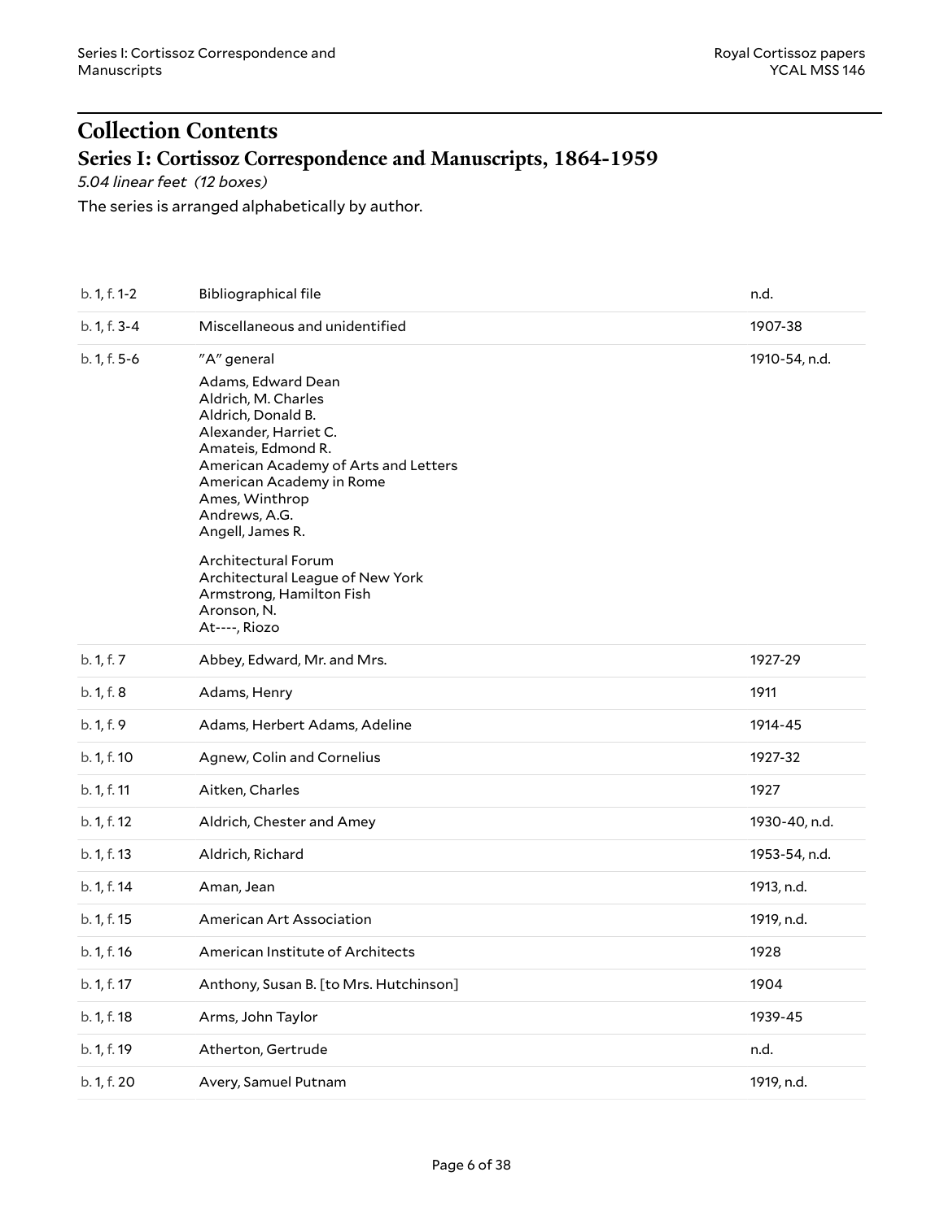# Collection Contents

## Series I: Cortissoz Correspondence and Manuscripts, 1864-1959

*5.04 linear feet (12 boxes)*

The series is arranged alphabetically by author.

| | | |
|---|---|---|
| b. 1, f. 1-2 | Bibliographical file | n.d. |
| b. 1, f. 3-4 | Miscellaneous and unidentified | 1907-38 |
| b. 1, f. 5-6 | "A" general<br><br>Adams, Edward Dean<br>Aldrich, M. Charles<br>Aldrich, Donald B.<br>Alexander, Harriet C.<br>Amateis, Edmond R.<br>American Academy of Arts and Letters<br>American Academy in Rome<br>Ames, Winthrop<br>Andrews, A.G.<br>Angell, James R.<br><br>Architectural Forum<br>Architectural League of New York<br>Armstrong, Hamilton Fish<br>Aronson, N.<br>At----, Riozo | 1910-54, n.d. |
| b. 1, f. 7 | Abbey, Edward, Mr. and Mrs. | 1927-29 |
| b. 1, f. 8 | Adams, Henry | 1911 |
| b. 1, f. 9 | Adams, Herbert Adams, Adeline | 1914-45 |
| b. 1, f. 10 | Agnew, Colin and Cornelius | 1927-32 |
| b. 1, f. 11 | Aitken, Charles | 1927 |
| b. 1, f. 12 | Aldrich, Chester and Amey | 1930-40, n.d. |
| b. 1, f. 13 | Aldrich, Richard | 1953-54, n.d. |
| b. 1, f. 14 | Aman, Jean | 1913, n.d. |
| b. 1, f. 15 | American Art Association | 1919, n.d. |
| b. 1, f. 16 | American Institute of Architects | 1928 |
| b. 1, f. 17 | Anthony, Susan B. [to Mrs. Hutchinson] | 1904 |
| b. 1, f. 18 | Arms, John Taylor | 1939-45 |
| b. 1, f. 19 | Atherton, Gertrude | n.d. |
| b. 1, f. 20 | Avery, Samuel Putnam | 1919, n.d. |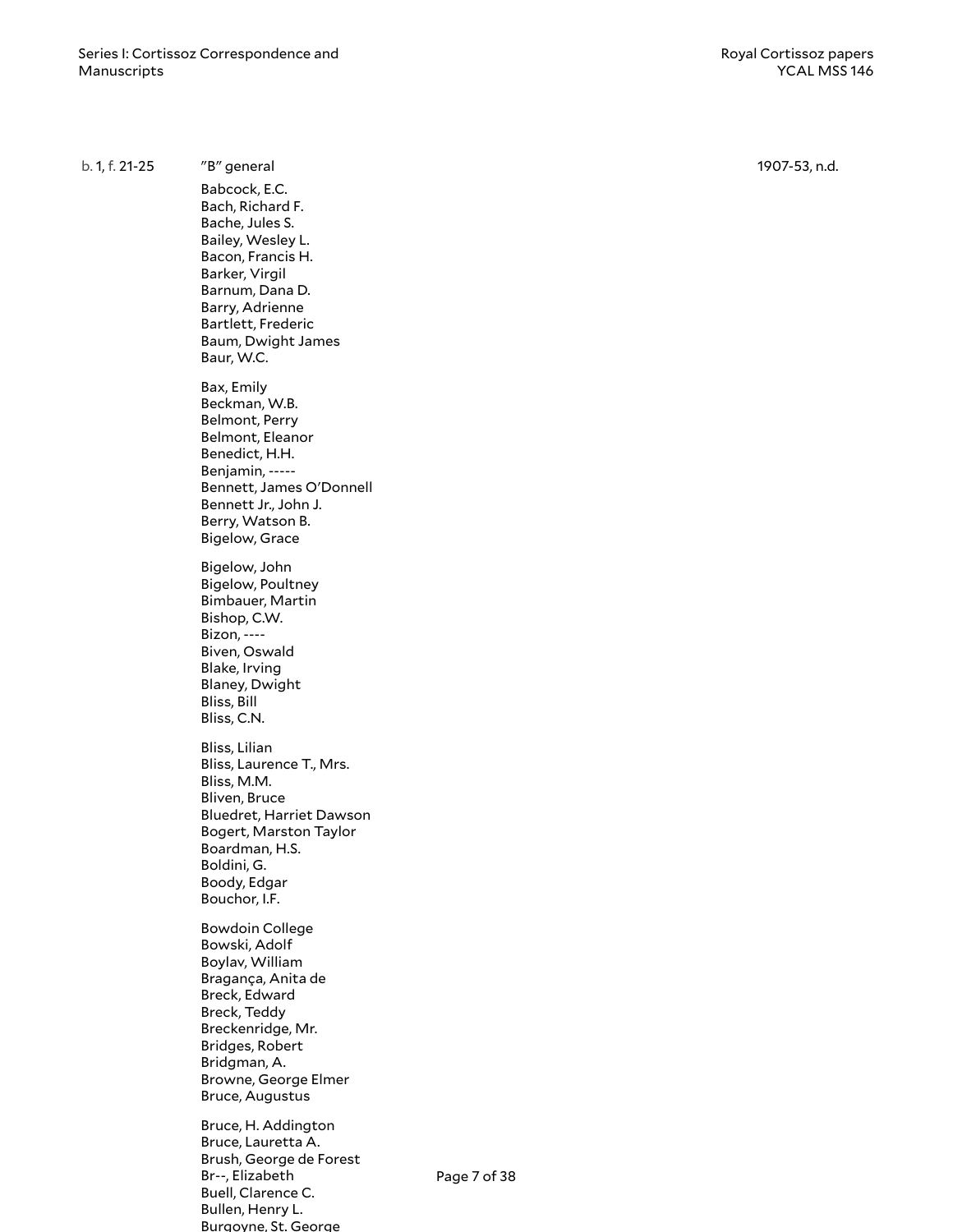b. 1, f. 21-25 "B" general 1907-53, n.d.

Babcock, E.C.
Bach, Richard F.
Bache, Jules S.
Bailey, Wesley L.
Bacon, Francis H.
Barker, Virgil
Barnum, Dana D.
Barry, Adrienne
Bartlett, Frederic
Baum, Dwight James
Baur, W.C.

Bax, Emily
Beckman, W.B.
Belmont, Perry
Belmont, Eleanor
Benedict, H.H.
Benjamin, -----
Bennett, James O'Donnell
Bennett Jr., John J.
Berry, Watson B.
Bigelow, Grace

Bigelow, John
Bigelow, Poultney
Bimbauer, Martin
Bishop, C.W.
Bizon, ----
Biven, Oswald
Blake, Irving
Blaney, Dwight
Bliss, Bill
Bliss, C.N.

Bliss, Lilian
Bliss, Laurence T., Mrs.
Bliss, M.M.
Bliven, Bruce
Bluedret, Harriet Dawson
Bogert, Marston Taylor
Boardman, H.S.
Boldini, G.
Boody, Edgar
Bouchor, I.F.

Bowdoin College
Bowski, Adolf
Boylav, William
Bragança, Anita de
Breck, Edward
Breck, Teddy
Breckenridge, Mr.
Bridges, Robert
Bridgman, A.
Browne, George Elmer
Bruce, Augustus

Bruce, H. Addington
Bruce, Lauretta A.
Brush, George de Forest
Br--, Elizabeth
Buell, Clarence C.
Bullen, Henry L.
Burgoyne, St. George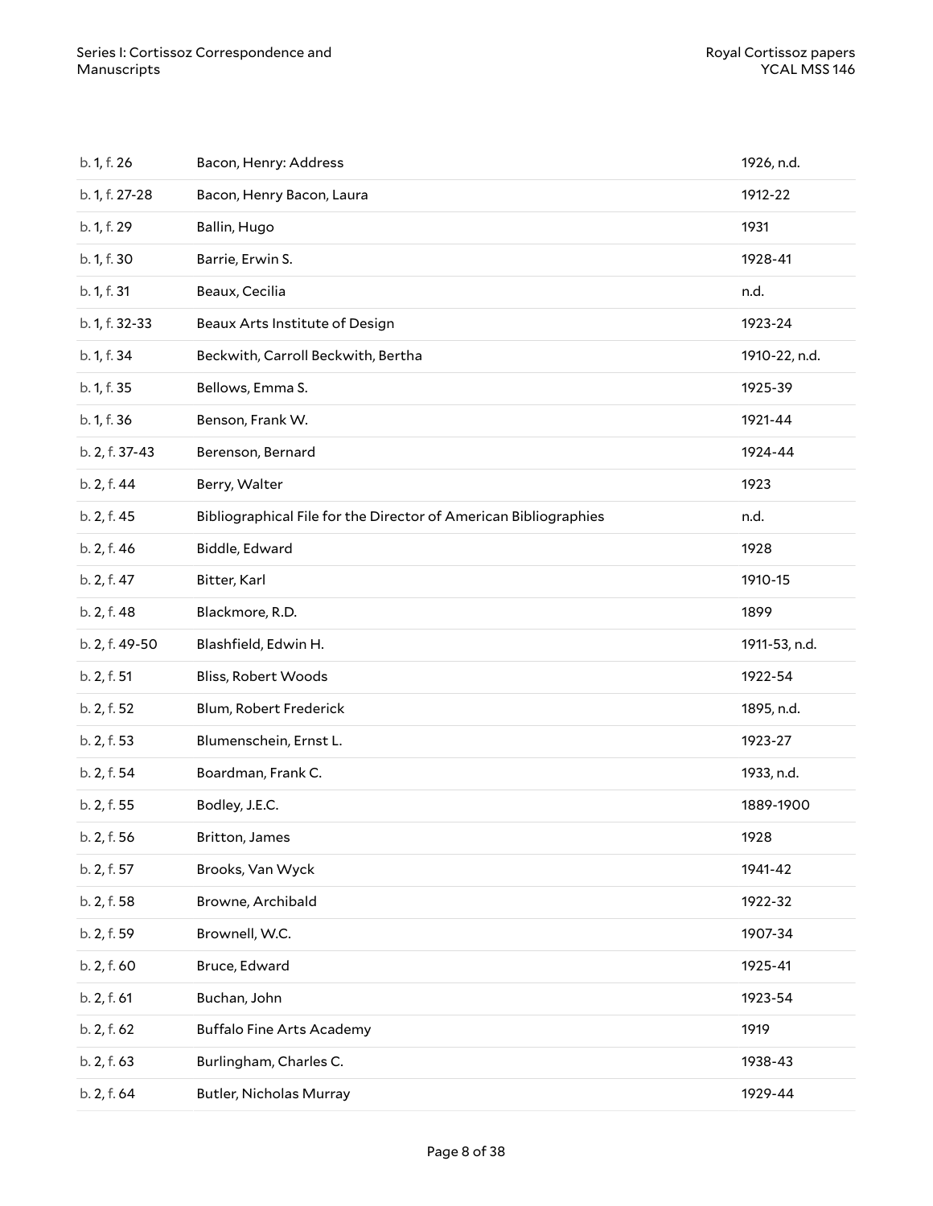| | | |
|---|---|---|
| b. 1, f. 26 | Bacon, Henry: Address | 1926, n.d. |
| b. 1, f. 27-28 | Bacon, Henry Bacon, Laura | 1912-22 |
| b. 1, f. 29 | Ballin, Hugo | 1931 |
| b. 1, f. 30 | Barrie, Erwin S. | 1928-41 |
| b. 1, f. 31 | Beaux, Cecilia | n.d. |
| b. 1, f. 32-33 | Beaux Arts Institute of Design | 1923-24 |
| b. 1, f. 34 | Beckwith, Carroll Beckwith, Bertha | 1910-22, n.d. |
| b. 1, f. 35 | Bellows, Emma S. | 1925-39 |
| b. 1, f. 36 | Benson, Frank W. | 1921-44 |
| b. 2, f. 37-43 | Berenson, Bernard | 1924-44 |
| b. 2, f. 44 | Berry, Walter | 1923 |
| b. 2, f. 45 | Bibliographical File for the Director of American Bibliographies | n.d. |
| b. 2, f. 46 | Biddle, Edward | 1928 |
| b. 2, f. 47 | Bitter, Karl | 1910-15 |
| b. 2, f. 48 | Blackmore, R.D. | 1899 |
| b. 2, f. 49-50 | Blashfield, Edwin H. | 1911-53, n.d. |
| b. 2, f. 51 | Bliss, Robert Woods | 1922-54 |
| b. 2, f. 52 | Blum, Robert Frederick | 1895, n.d. |
| b. 2, f. 53 | Blumenschein, Ernst L. | 1923-27 |
| b. 2, f. 54 | Boardman, Frank C. | 1933, n.d. |
| b. 2, f. 55 | Bodley, J.E.C. | 1889-1900 |
| b. 2, f. 56 | Britton, James | 1928 |
| b. 2, f. 57 | Brooks, Van Wyck | 1941-42 |
| b. 2, f. 58 | Browne, Archibald | 1922-32 |
| b. 2, f. 59 | Brownell, W.C. | 1907-34 |
| b. 2, f. 60 | Bruce, Edward | 1925-41 |
| b. 2, f. 61 | Buchan, John | 1923-54 |
| b. 2, f. 62 | Buffalo Fine Arts Academy | 1919 |
| b. 2, f. 63 | Burlingham, Charles C. | 1938-43 |
| b. 2, f. 64 | Butler, Nicholas Murray | 1929-44 |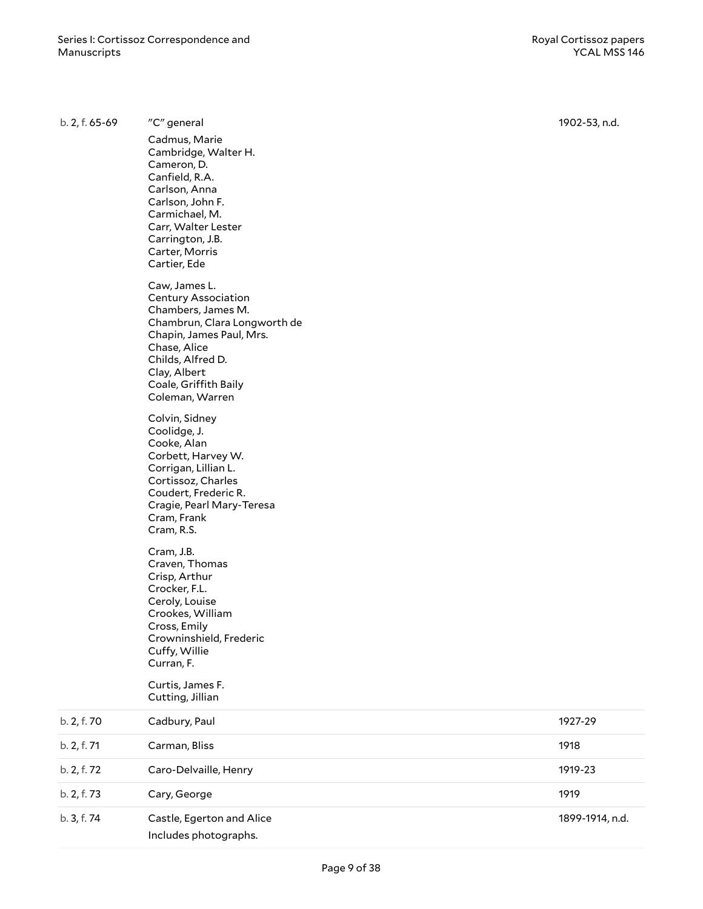| Box/Folder | Title | Date |
| --- | --- | --- |
| b. 2, f. 65-69 | "C" general<br><br>Cadmus, Marie<br>Cambridge, Walter H.<br>Cameron, D.<br>Canfield, R.A.<br>Carlson, Anna<br>Carlson, John F.<br>Carmichael, M.<br>Carr, Walter Lester<br>Carrington, J.B.<br>Carter, Morris<br>Cartier, Ede<br><br>Caw, James L.<br>Century Association<br>Chambers, James M.<br>Chambrun, Clara Longworth de<br>Chapin, James Paul, Mrs.<br>Chase, Alice<br>Childs, Alfred D.<br>Clay, Albert<br>Coale, Griffith Baily<br>Coleman, Warren<br><br>Colvin, Sidney<br>Coolidge, J.<br>Cooke, Alan<br>Corbett, Harvey W.<br>Corrigan, Lillian L.<br>Cortissoz, Charles<br>Coudert, Frederic R.<br>Cragie, Pearl Mary-Teresa<br>Cram, Frank<br>Cram, R.S.<br><br>Cram, J.B.<br>Craven, Thomas<br>Crisp, Arthur<br>Crocker, F.L.<br>Ceroly, Louise<br>Crookes, William<br>Cross, Emily<br>Crowninshield, Frederic<br>Cuffy, Willie<br>Curran, F.<br><br>Curtis, James F.<br>Cutting, Jillian | 1902-53, n.d. |
| b. 2, f. 70 | Cadbury, Paul | 1927-29 |
| b. 2, f. 71 | Carman, Bliss | 1918 |
| b. 2, f. 72 | Caro-Delvaille, Henry | 1919-23 |
| b. 2, f. 73 | Cary, George | 1919 |
| b. 3, f. 74 | Castle, Egerton and Alice<br>Includes photographs. | 1899-1914, n.d. |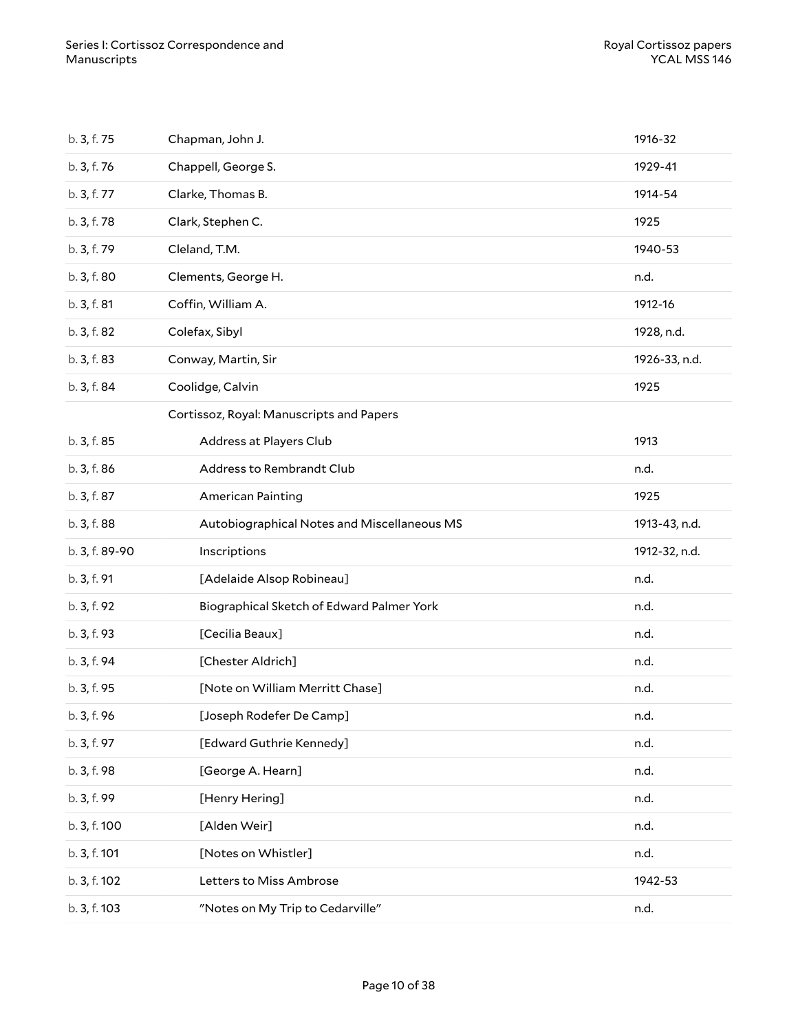| | | |
|---|---|---|
| b. 3, f. 75 | Chapman, John J. | 1916-32 |
| b. 3, f. 76 | Chappell, George S. | 1929-41 |
| b. 3, f. 77 | Clarke, Thomas B. | 1914-54 |
| b. 3, f. 78 | Clark, Stephen C. | 1925 |
| b. 3, f. 79 | Cleland, T.M. | 1940-53 |
| b. 3, f. 80 | Clements, George H. | n.d. |
| b. 3, f. 81 | Coffin, William A. | 1912-16 |
| b. 3, f. 82 | Colefax, Sibyl | 1928, n.d. |
| b. 3, f. 83 | Conway, Martin, Sir | 1926-33, n.d. |
| b. 3, f. 84 | Coolidge, Calvin | 1925 |
| | Cortissoz, Royal: Manuscripts and Papers | |
| b. 3, f. 85 | Address at Players Club | 1913 |
| b. 3, f. 86 | Address to Rembrandt Club | n.d. |
| b. 3, f. 87 | American Painting | 1925 |
| b. 3, f. 88 | Autobiographical Notes and Miscellaneous MS | 1913-43, n.d. |
| b. 3, f. 89-90 | Inscriptions | 1912-32, n.d. |
| b. 3, f. 91 | [Adelaide Alsop Robineau] | n.d. |
| b. 3, f. 92 | Biographical Sketch of Edward Palmer York | n.d. |
| b. 3, f. 93 | [Cecilia Beaux] | n.d. |
| b. 3, f. 94 | [Chester Aldrich] | n.d. |
| b. 3, f. 95 | [Note on William Merritt Chase] | n.d. |
| b. 3, f. 96 | [Joseph Rodefer De Camp] | n.d. |
| b. 3, f. 97 | [Edward Guthrie Kennedy] | n.d. |
| b. 3, f. 98 | [George A. Hearn] | n.d. |
| b. 3, f. 99 | [Henry Hering] | n.d. |
| b. 3, f. 100 | [Alden Weir] | n.d. |
| b. 3, f. 101 | [Notes on Whistler] | n.d. |
| b. 3, f. 102 | Letters to Miss Ambrose | 1942-53 |
| b. 3, f. 103 | "Notes on My Trip to Cedarville" | n.d. |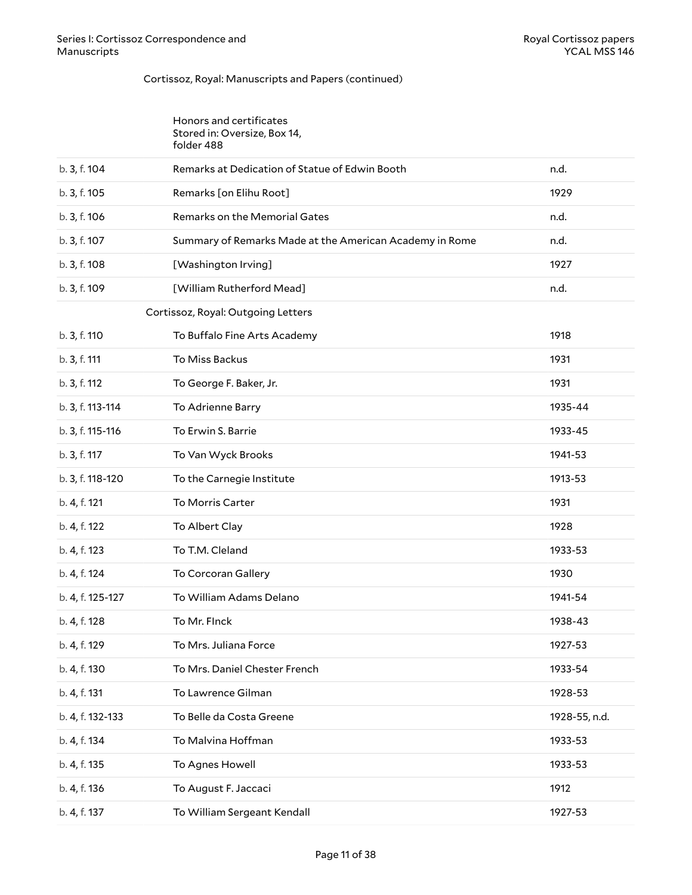Cortissoz, Royal: Manuscripts and Papers (continued)

| | | |
|---|---|---|
| | Honors and certificates<br>Stored in: Oversize, Box 14, folder 488 | |
| b. 3, f. 104 | Remarks at Dedication of Statue of Edwin Booth | n.d. |
| b. 3, f. 105 | Remarks [on Elihu Root] | 1929 |
| b. 3, f. 106 | Remarks on the Memorial Gates | n.d. |
| b. 3, f. 107 | Summary of Remarks Made at the American Academy in Rome | n.d. |
| b. 3, f. 108 | [Washington Irving] | 1927 |
| b. 3, f. 109 | [William Rutherford Mead] | n.d. |

Cortissoz, Royal: Outgoing Letters

| | | |
|---|---|---|
| b. 3, f. 110 | To Buffalo Fine Arts Academy | 1918 |
| b. 3, f. 111 | To Miss Backus | 1931 |
| b. 3, f. 112 | To George F. Baker, Jr. | 1931 |
| b. 3, f. 113-114 | To Adrienne Barry | 1935-44 |
| b. 3, f. 115-116 | To Erwin S. Barrie | 1933-45 |
| b. 3, f. 117 | To Van Wyck Brooks | 1941-53 |
| b. 3, f. 118-120 | To the Carnegie Institute | 1913-53 |
| b. 4, f. 121 | To Morris Carter | 1931 |
| b. 4, f. 122 | To Albert Clay | 1928 |
| b. 4, f. 123 | To T.M. Cleland | 1933-53 |
| b. 4, f. 124 | To Corcoran Gallery | 1930 |
| b. 4, f. 125-127 | To William Adams Delano | 1941-54 |
| b. 4, f. 128 | To Mr. FInck | 1938-43 |
| b. 4, f. 129 | To Mrs. Juliana Force | 1927-53 |
| b. 4, f. 130 | To Mrs. Daniel Chester French | 1933-54 |
| b. 4, f. 131 | To Lawrence Gilman | 1928-53 |
| b. 4, f. 132-133 | To Belle da Costa Greene | 1928-55, n.d. |
| b. 4, f. 134 | To Malvina Hoffman | 1933-53 |
| b. 4, f. 135 | To Agnes Howell | 1933-53 |
| b. 4, f. 136 | To August F. Jaccaci | 1912 |
| b. 4, f. 137 | To William Sergeant Kendall | 1927-53 |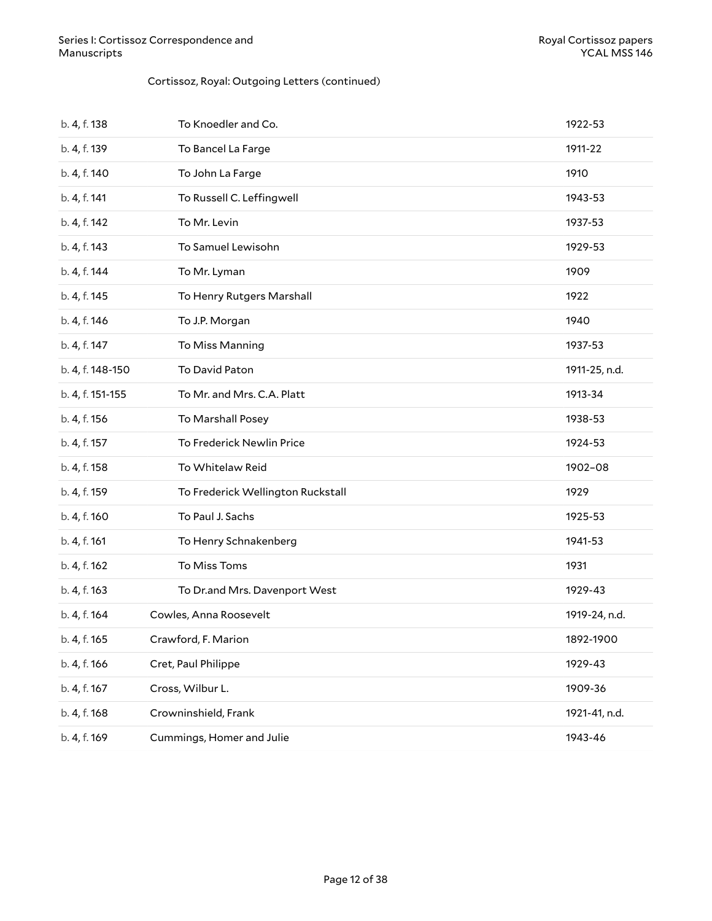Cortissoz, Royal: Outgoing Letters (continued)

| | | |
|---|---|---|
| b. 4, f. 138 | To Knoedler and Co. | 1922-53 |
| b. 4, f. 139 | To Bancel La Farge | 1911-22 |
| b. 4, f. 140 | To John La Farge | 1910 |
| b. 4, f. 141 | To Russell C. Leffingwell | 1943-53 |
| b. 4, f. 142 | To Mr. Levin | 1937-53 |
| b. 4, f. 143 | To Samuel Lewisohn | 1929-53 |
| b. 4, f. 144 | To Mr. Lyman | 1909 |
| b. 4, f. 145 | To Henry Rutgers Marshall | 1922 |
| b. 4, f. 146 | To J.P. Morgan | 1940 |
| b. 4, f. 147 | To Miss Manning | 1937-53 |
| b. 4, f. 148-150 | To David Paton | 1911-25, n.d. |
| b. 4, f. 151-155 | To Mr. and Mrs. C.A. Platt | 1913-34 |
| b. 4, f. 156 | To Marshall Posey | 1938-53 |
| b. 4, f. 157 | To Frederick Newlin Price | 1924-53 |
| b. 4, f. 158 | To Whitelaw Reid | 1902–08 |
| b. 4, f. 159 | To Frederick Wellington Ruckstall | 1929 |
| b. 4, f. 160 | To Paul J. Sachs | 1925-53 |
| b. 4, f. 161 | To Henry Schnakenberg | 1941-53 |
| b. 4, f. 162 | To Miss Toms | 1931 |
| b. 4, f. 163 | To Dr.and Mrs. Davenport West | 1929-43 |
| b. 4, f. 164 | Cowles, Anna Roosevelt | 1919-24, n.d. |
| b. 4, f. 165 | Crawford, F. Marion | 1892-1900 |
| b. 4, f. 166 | Cret, Paul Philippe | 1929-43 |
| b. 4, f. 167 | Cross, Wilbur L. | 1909-36 |
| b. 4, f. 168 | Crowninshield, Frank | 1921-41, n.d. |
| b. 4, f. 169 | Cummings, Homer and Julie | 1943-46 |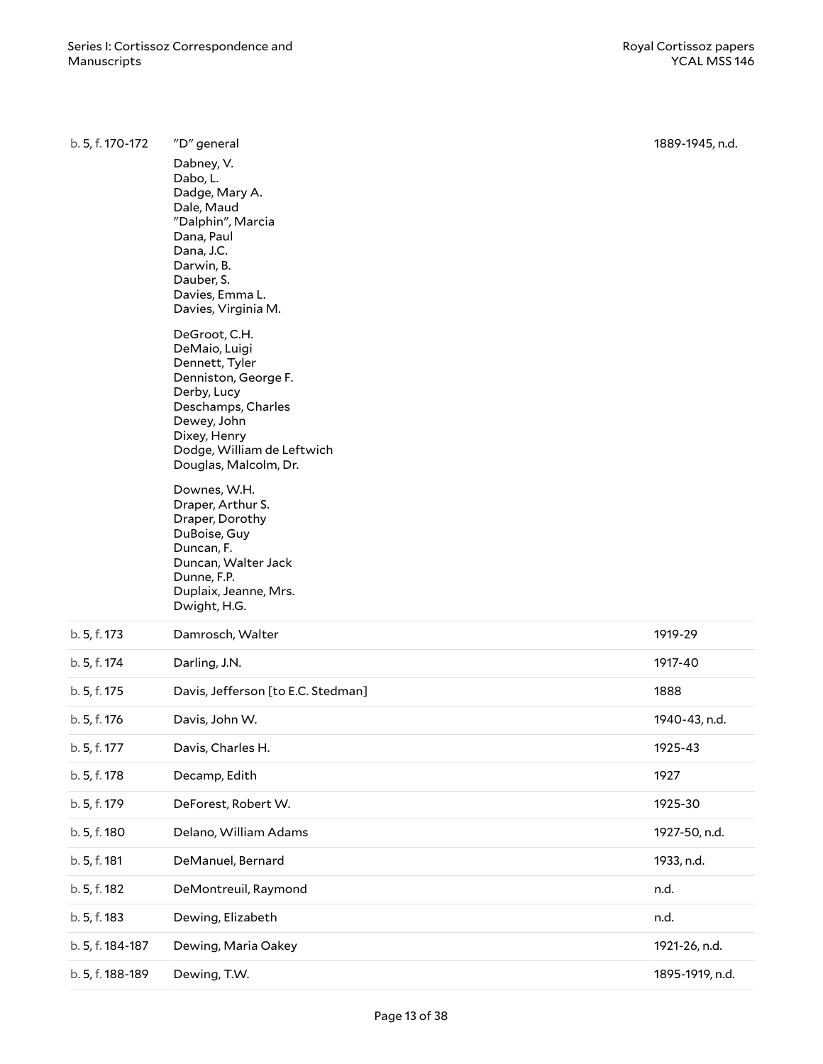| | | |
|---|---|---|
| b. 5, f. 170-172 | "D" general<br>Dabney, V.<br>Dabo, L.<br>Dadge, Mary A.<br>Dale, Maud<br>"Dalphin", Marcia<br>Dana, Paul<br>Dana, J.C.<br>Darwin, B.<br>Dauber, S.<br>Davies, Emma L.<br>Davies, Virginia M.<br><br>DeGroot, C.H.<br>DeMaio, Luigi<br>Dennett, Tyler<br>Denniston, George F.<br>Derby, Lucy<br>Deschamps, Charles<br>Dewey, John<br>Dixey, Henry<br>Dodge, William de Leftwich<br>Douglas, Malcolm, Dr.<br><br>Downes, W.H.<br>Draper, Arthur S.<br>Draper, Dorothy<br>DuBoise, Guy<br>Duncan, F.<br>Duncan, Walter Jack<br>Dunne, F.P.<br>Duplaix, Jeanne, Mrs.<br>Dwight, H.G. | 1889-1945, n.d. |
| b. 5, f. 173 | Damrosch, Walter | 1919-29 |
| b. 5, f. 174 | Darling, J.N. | 1917-40 |
| b. 5, f. 175 | Davis, Jefferson [to E.C. Stedman] | 1888 |
| b. 5, f. 176 | Davis, John W. | 1940-43, n.d. |
| b. 5, f. 177 | Davis, Charles H. | 1925-43 |
| b. 5, f. 178 | Decamp, Edith | 1927 |
| b. 5, f. 179 | DeForest, Robert W. | 1925-30 |
| b. 5, f. 180 | Delano, William Adams | 1927-50, n.d. |
| b. 5, f. 181 | DeManuel, Bernard | 1933, n.d. |
| b. 5, f. 182 | DeMontreuil, Raymond | n.d. |
| b. 5, f. 183 | Dewing, Elizabeth | n.d. |
| b. 5, f. 184-187 | Dewing, Maria Oakey | 1921-26, n.d. |
| b. 5, f. 188-189 | Dewing, T.W. | 1895-1919, n.d. |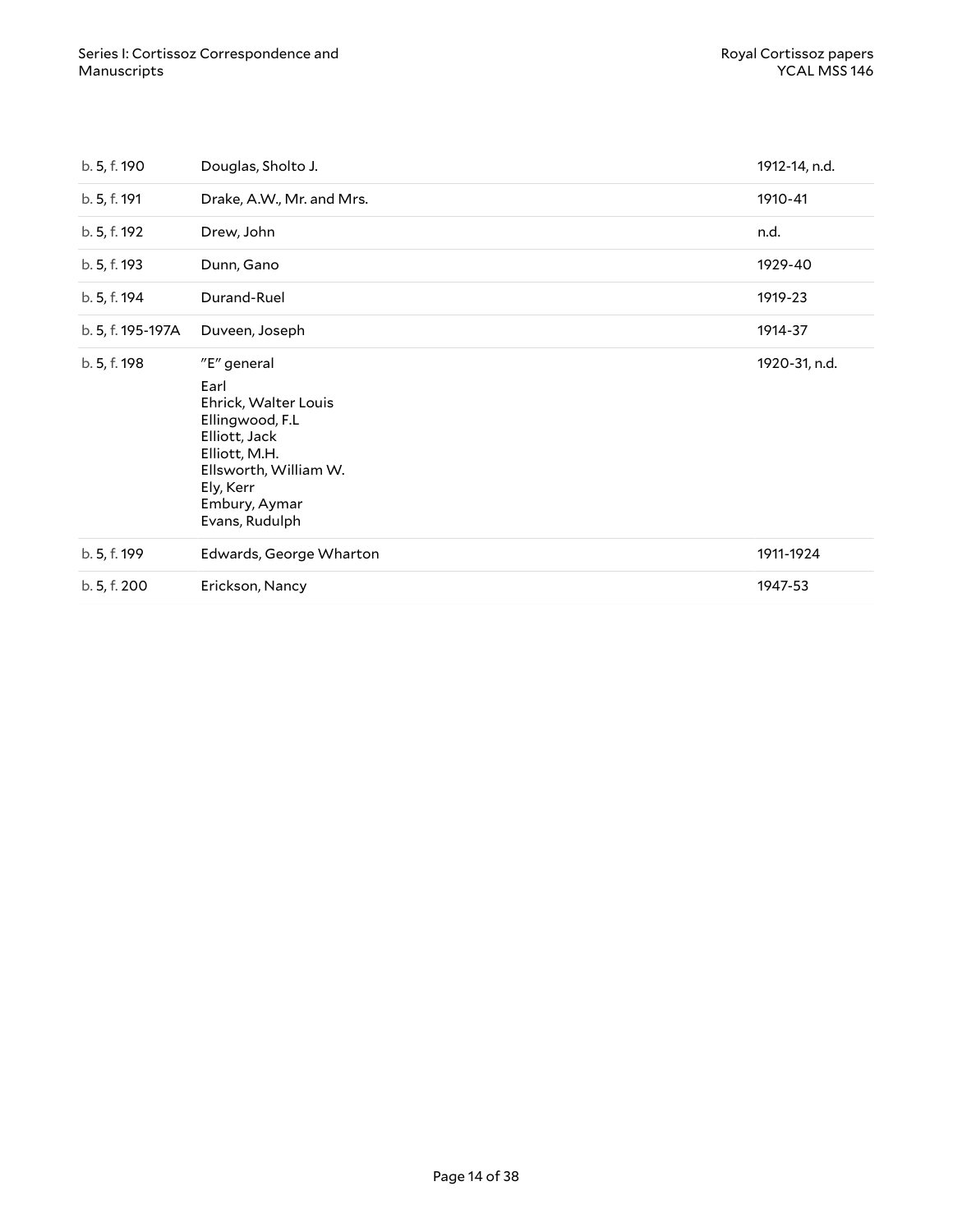| | | |
|---|---|---|
| b. 5, f. 190 | Douglas, Sholto J. | 1912-14, n.d. |
| b. 5, f. 191 | Drake, A.W., Mr. and Mrs. | 1910-41 |
| b. 5, f. 192 | Drew, John | n.d. |
| b. 5, f. 193 | Dunn, Gano | 1929-40 |
| b. 5, f. 194 | Durand-Ruel | 1919-23 |
| b. 5, f. 195-197A | Duveen, Joseph | 1914-37 |
| b. 5, f. 198 | "E" general<br>Earl<br>Ehrick, Walter Louis<br>Ellingwood, F.L<br>Elliott, Jack<br>Elliott, M.H.<br>Ellsworth, William W.<br>Ely, Kerr<br>Embury, Aymar<br>Evans, Rudulph | 1920-31, n.d. |
| b. 5, f. 199 | Edwards, George Wharton | 1911-1924 |
| b. 5, f. 200 | Erickson, Nancy | 1947-53 |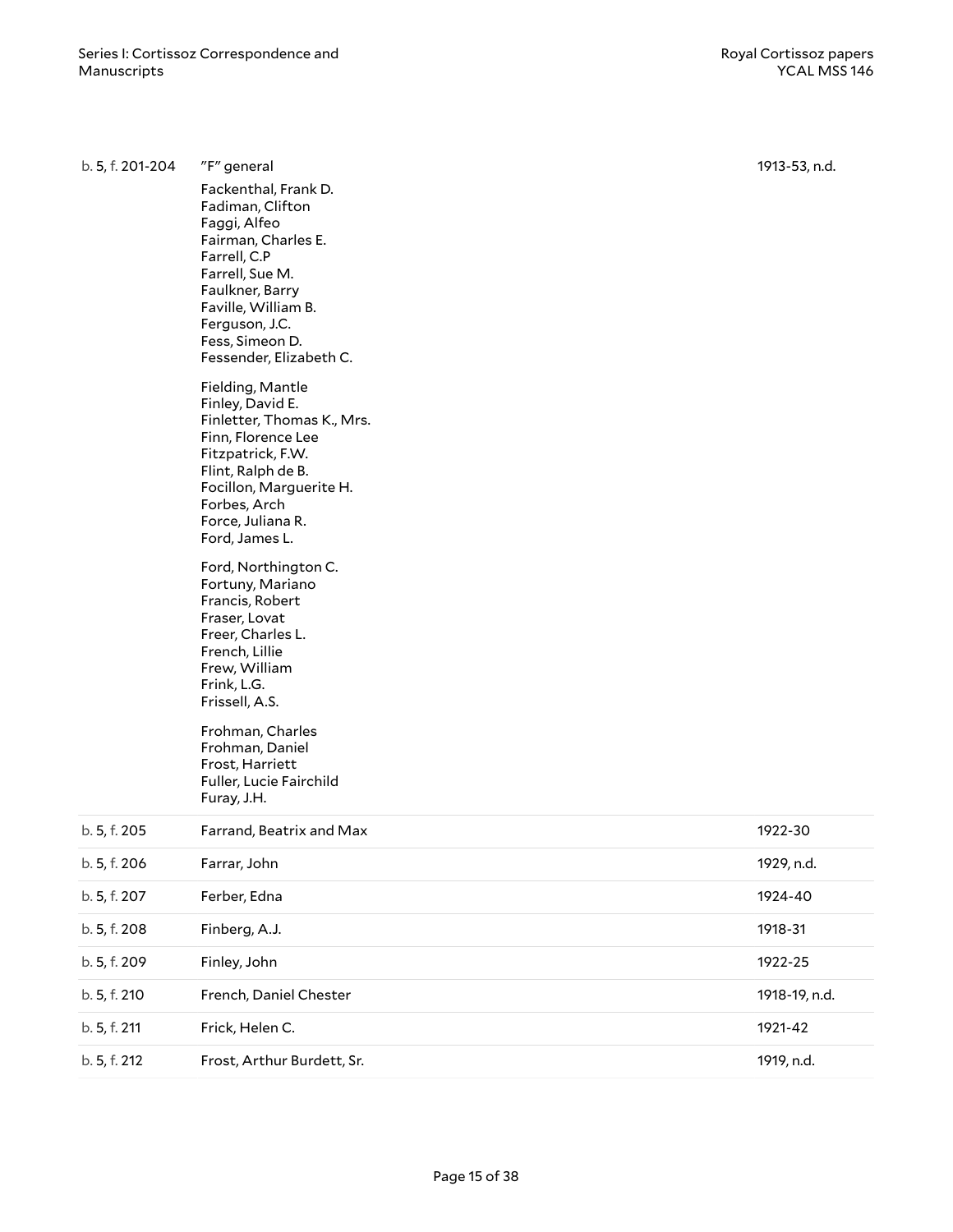| | | |
|---|---|---|
| b. 5, f. 201-204 | "F" general<br>Fackenthal, Frank D.<br>Fadiman, Clifton<br>Faggi, Alfeo<br>Fairman, Charles E.<br>Farrell, C.P<br>Farrell, Sue M.<br>Faulkner, Barry<br>Faville, William B.<br>Ferguson, J.C.<br>Fess, Simeon D.<br>Fessender, Elizabeth C.<br><br>Fielding, Mantle<br>Finley, David E.<br>Finletter, Thomas K., Mrs.<br>Finn, Florence Lee<br>Fitzpatrick, F.W.<br>Flint, Ralph de B.<br>Focillon, Marguerite H.<br>Forbes, Arch<br>Force, Juliana R.<br>Ford, James L.<br><br>Ford, Northington C.<br>Fortuny, Mariano<br>Francis, Robert<br>Fraser, Lovat<br>Freer, Charles L.<br>French, Lillie<br>Frew, William<br>Frink, L.G.<br>Frissell, A.S.<br><br>Frohman, Charles<br>Frohman, Daniel<br>Frost, Harriett<br>Fuller, Lucie Fairchild<br>Furay, J.H. | 1913-53, n.d. |
| b. 5, f. 205 | Farrand, Beatrix and Max | 1922-30 |
| b. 5, f. 206 | Farrar, John | 1929, n.d. |
| b. 5, f. 207 | Ferber, Edna | 1924-40 |
| b. 5, f. 208 | Finberg, A.J. | 1918-31 |
| b. 5, f. 209 | Finley, John | 1922-25 |
| b. 5, f. 210 | French, Daniel Chester | 1918-19, n.d. |
| b. 5, f. 211 | Frick, Helen C. | 1921-42 |
| b. 5, f. 212 | Frost, Arthur Burdett, Sr. | 1919, n.d. |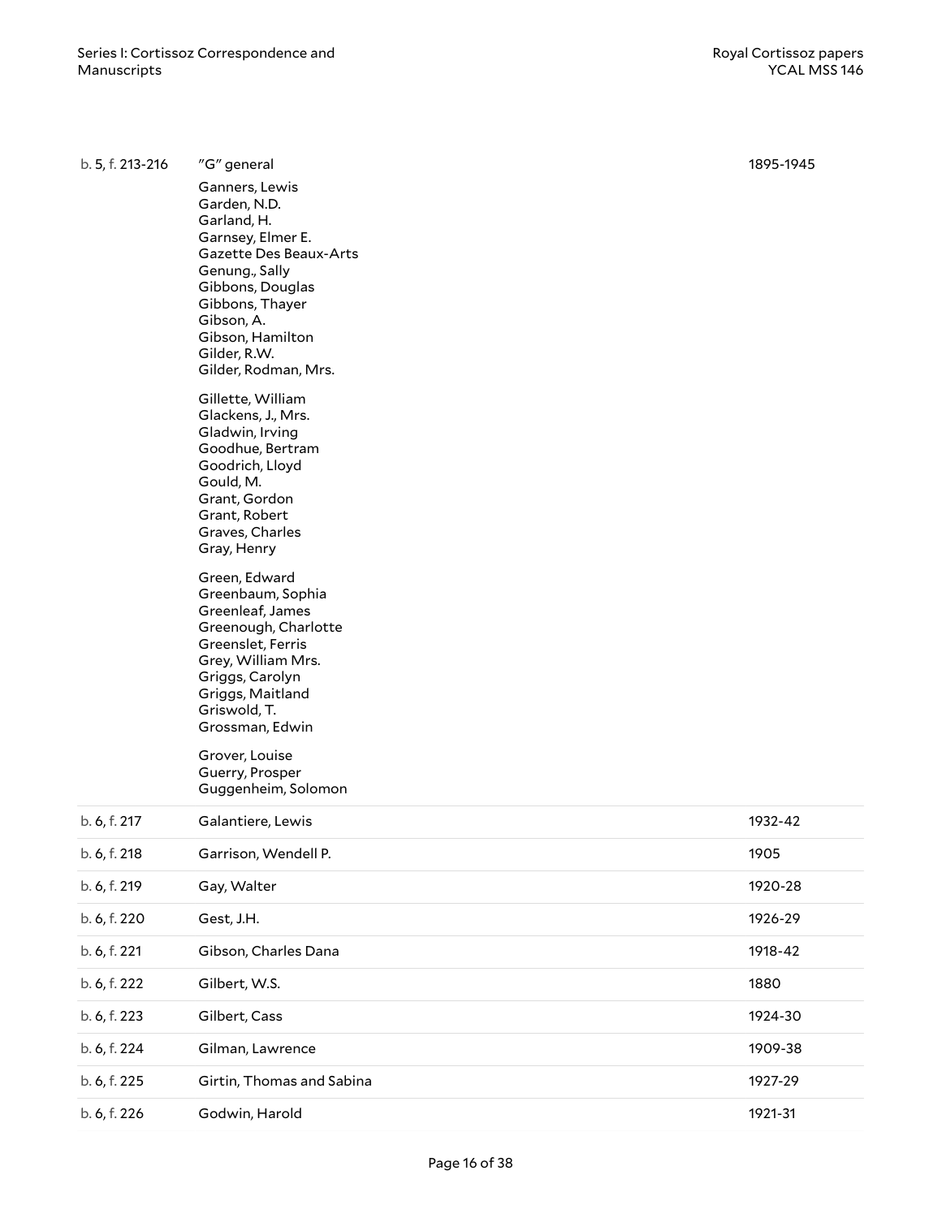| | | |
|---|---|---|
| b. 5, f. 213-216 | "G" general<br>Ganners, Lewis<br>Garden, N.D.<br>Garland, H.<br>Garnsey, Elmer E.<br>Gazette Des Beaux-Arts<br>Genung., Sally<br>Gibbons, Douglas<br>Gibbons, Thayer<br>Gibson, A.<br>Gibson, Hamilton<br>Gilder, R.W.<br>Gilder, Rodman, Mrs.<br><br>Gillette, William<br>Glackens, J., Mrs.<br>Gladwin, Irving<br>Goodhue, Bertram<br>Goodrich, Lloyd<br>Gould, M.<br>Grant, Gordon<br>Grant, Robert<br>Graves, Charles<br>Gray, Henry<br><br>Green, Edward<br>Greenbaum, Sophia<br>Greenleaf, James<br>Greenough, Charlotte<br>Greenslet, Ferris<br>Grey, William Mrs.<br>Griggs, Carolyn<br>Griggs, Maitland<br>Griswold, T.<br>Grossman, Edwin<br><br>Grover, Louise<br>Guerry, Prosper<br>Guggenheim, Solomon | 1895-1945 |
| b. 6, f. 217 | Galantiere, Lewis | 1932-42 |
| b. 6, f. 218 | Garrison, Wendell P. | 1905 |
| b. 6, f. 219 | Gay, Walter | 1920-28 |
| b. 6, f. 220 | Gest, J.H. | 1926-29 |
| b. 6, f. 221 | Gibson, Charles Dana | 1918-42 |
| b. 6, f. 222 | Gilbert, W.S. | 1880 |
| b. 6, f. 223 | Gilbert, Cass | 1924-30 |
| b. 6, f. 224 | Gilman, Lawrence | 1909-38 |
| b. 6, f. 225 | Girtin, Thomas and Sabina | 1927-29 |
| b. 6, f. 226 | Godwin, Harold | 1921-31 |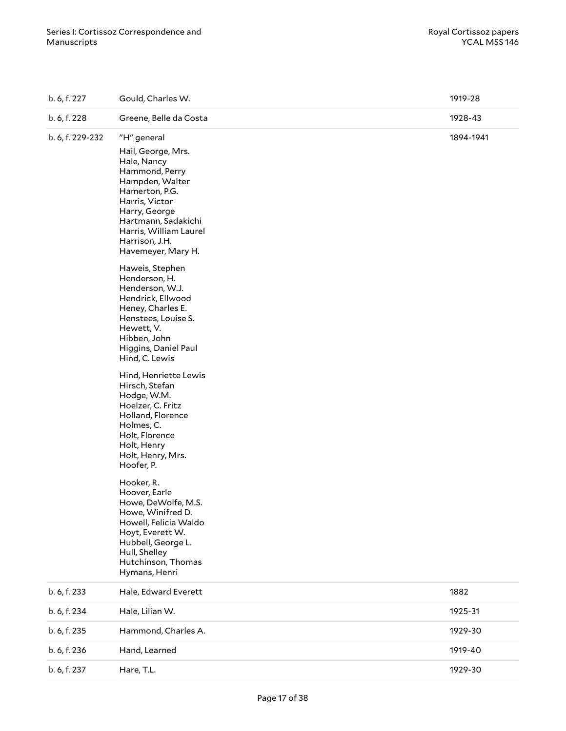| | | |
|---|---|---|
| b. 6, f. 227 | Gould, Charles W. | 1919-28 |
| b. 6, f. 228 | Greene, Belle da Costa | 1928-43 |
| b. 6, f. 229-232 | "H" general<br><br>Hail, George, Mrs.<br>Hale, Nancy<br>Hammond, Perry<br>Hampden, Walter<br>Hamerton, P.G.<br>Harris, Victor<br>Harry, George<br>Hartmann, Sadakichi<br>Harris, William Laurel<br>Harrison, J.H.<br>Havemeyer, Mary H.<br><br>Haweis, Stephen<br>Henderson, H.<br>Henderson, W.J.<br>Hendrick, Ellwood<br>Heney, Charles E.<br>Henstees, Louise S.<br>Hewett, V.<br>Hibben, John<br>Higgins, Daniel Paul<br>Hind, C. Lewis<br><br>Hind, Henriette Lewis<br>Hirsch, Stefan<br>Hodge, W.M.<br>Hoelzer, C. Fritz<br>Holland, Florence<br>Holmes, C.<br>Holt, Florence<br>Holt, Henry<br>Holt, Henry, Mrs.<br>Hoofer, P.<br><br>Hooker, R.<br>Hoover, Earle<br>Howe, DeWolfe, M.S.<br>Howe, Winifred D.<br>Howell, Felicia Waldo<br>Hoyt, Everett W.<br>Hubbell, George L.<br>Hull, Shelley<br>Hutchinson, Thomas<br>Hymans, Henri | 1894-1941 |
| b. 6, f. 233 | Hale, Edward Everett | 1882 |
| b. 6, f. 234 | Hale, Lilian W. | 1925-31 |
| b. 6, f. 235 | Hammond, Charles A. | 1929-30 |
| b. 6, f. 236 | Hand, Learned | 1919-40 |
| b. 6, f. 237 | Hare, T.L. | 1929-30 |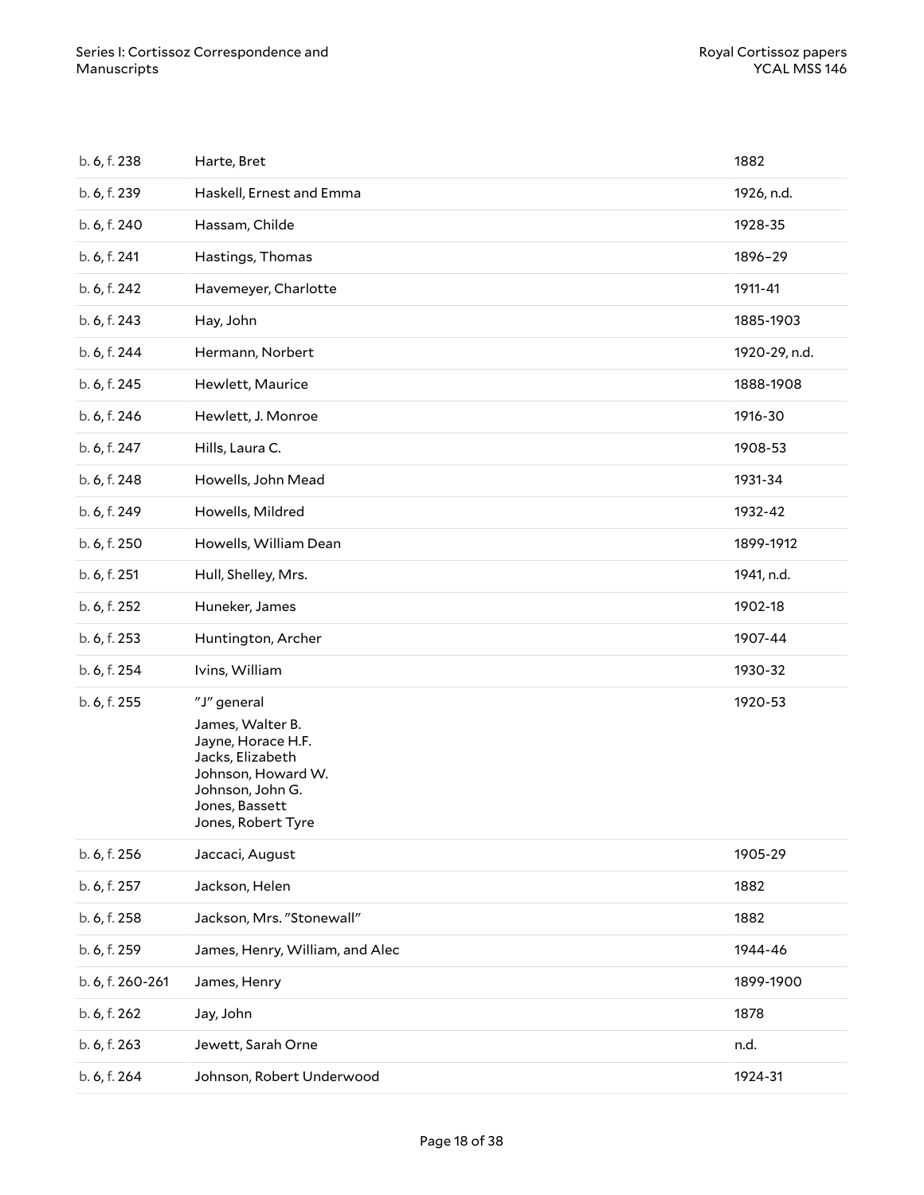| | | |
|---|---|---|
| b. 6, f. 238 | Harte, Bret | 1882 |
| b. 6, f. 239 | Haskell, Ernest and Emma | 1926, n.d. |
| b. 6, f. 240 | Hassam, Childe | 1928-35 |
| b. 6, f. 241 | Hastings, Thomas | 1896–29 |
| b. 6, f. 242 | Havemeyer, Charlotte | 1911-41 |
| b. 6, f. 243 | Hay, John | 1885-1903 |
| b. 6, f. 244 | Hermann, Norbert | 1920-29, n.d. |
| b. 6, f. 245 | Hewlett, Maurice | 1888-1908 |
| b. 6, f. 246 | Hewlett, J. Monroe | 1916-30 |
| b. 6, f. 247 | Hills, Laura C. | 1908-53 |
| b. 6, f. 248 | Howells, John Mead | 1931-34 |
| b. 6, f. 249 | Howells, Mildred | 1932-42 |
| b. 6, f. 250 | Howells, William Dean | 1899-1912 |
| b. 6, f. 251 | Hull, Shelley, Mrs. | 1941, n.d. |
| b. 6, f. 252 | Huneker, James | 1902-18 |
| b. 6, f. 253 | Huntington, Archer | 1907-44 |
| b. 6, f. 254 | Ivins, William | 1930-32 |
| b. 6, f. 255 | "J" general<br>James, Walter B.<br>Jayne, Horace H.F.<br>Jacks, Elizabeth<br>Johnson, Howard W.<br>Johnson, John G.<br>Jones, Bassett<br>Jones, Robert Tyre | 1920-53 |
| b. 6, f. 256 | Jaccaci, August | 1905-29 |
| b. 6, f. 257 | Jackson, Helen | 1882 |
| b. 6, f. 258 | Jackson, Mrs. "Stonewall" | 1882 |
| b. 6, f. 259 | James, Henry, William, and Alec | 1944-46 |
| b. 6, f. 260-261 | James, Henry | 1899-1900 |
| b. 6, f. 262 | Jay, John | 1878 |
| b. 6, f. 263 | Jewett, Sarah Orne | n.d. |
| b. 6, f. 264 | Johnson, Robert Underwood | 1924-31 |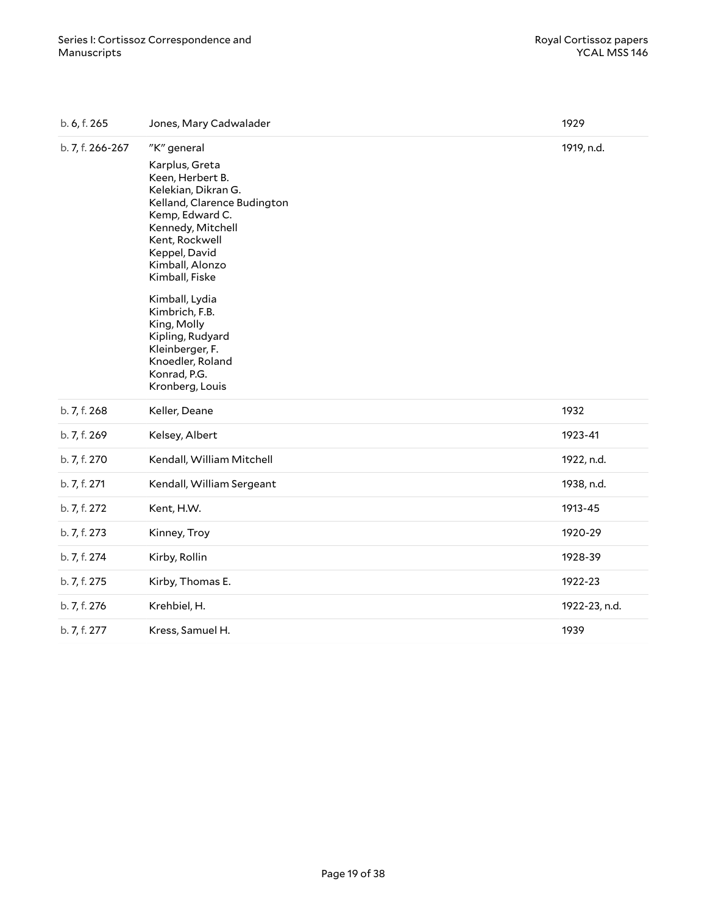| | | |
|---|---|---|
| b. 6, f. 265 | Jones, Mary Cadwalader | 1929 |
| b. 7, f. 266-267 | "K" general<br><br>Karplus, Greta<br>Keen, Herbert B.<br>Kelekian, Dikran G.<br>Kelland, Clarence Budington<br>Kemp, Edward C.<br>Kennedy, Mitchell<br>Kent, Rockwell<br>Keppel, David<br>Kimball, Alonzo<br>Kimball, Fiske<br><br>Kimball, Lydia<br>Kimbrich, F.B.<br>King, Molly<br>Kipling, Rudyard<br>Kleinberger, F.<br>Knoedler, Roland<br>Konrad, P.G.<br>Kronberg, Louis | 1919, n.d. |
| b. 7, f. 268 | Keller, Deane | 1932 |
| b. 7, f. 269 | Kelsey, Albert | 1923-41 |
| b. 7, f. 270 | Kendall, William Mitchell | 1922, n.d. |
| b. 7, f. 271 | Kendall, William Sergeant | 1938, n.d. |
| b. 7, f. 272 | Kent, H.W. | 1913-45 |
| b. 7, f. 273 | Kinney, Troy | 1920-29 |
| b. 7, f. 274 | Kirby, Rollin | 1928-39 |
| b. 7, f. 275 | Kirby, Thomas E. | 1922-23 |
| b. 7, f. 276 | Krehbiel, H. | 1922-23, n.d. |
| b. 7, f. 277 | Kress, Samuel H. | 1939 |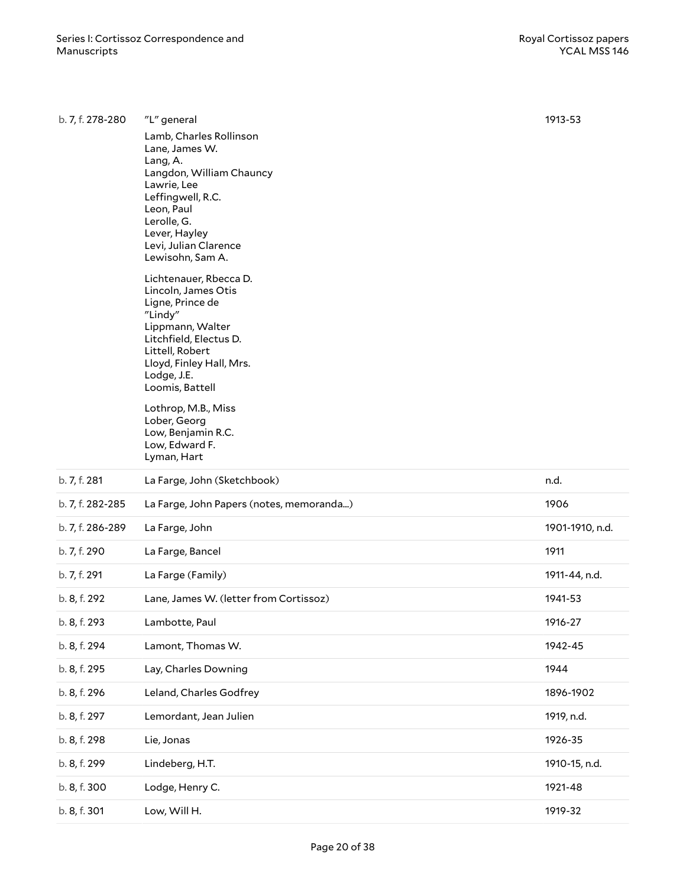| | | |
|---|---|---|
| b. 7, f. 278-280 | "L" general<br>Lamb, Charles Rollinson<br>Lane, James W.<br>Lang, A.<br>Langdon, William Chauncy<br>Lawrie, Lee<br>Leffingwell, R.C.<br>Leon, Paul<br>Lerolle, G.<br>Lever, Hayley<br>Levi, Julian Clarence<br>Lewisohn, Sam A.<br>Lichtenauer, Rbecca D.<br>Lincoln, James Otis<br>Ligne, Prince de<br>"Lindy"<br>Lippmann, Walter<br>Litchfield, Electus D.<br>Littell, Robert<br>Lloyd, Finley Hall, Mrs.<br>Lodge, J.E.<br>Loomis, Battell<br>Lothrop, M.B., Miss<br>Lober, Georg<br>Low, Benjamin R.C.<br>Low, Edward F.<br>Lyman, Hart | 1913-53 |
| b. 7, f. 281 | La Farge, John (Sketchbook) | n.d. |
| b. 7, f. 282-285 | La Farge, John Papers (notes, memoranda...) | 1906 |
| b. 7, f. 286-289 | La Farge, John | 1901-1910, n.d. |
| b. 7, f. 290 | La Farge, Bancel | 1911 |
| b. 7, f. 291 | La Farge (Family) | 1911-44, n.d. |
| b. 8, f. 292 | Lane, James W. (letter from Cortissoz) | 1941-53 |
| b. 8, f. 293 | Lambotte, Paul | 1916-27 |
| b. 8, f. 294 | Lamont, Thomas W. | 1942-45 |
| b. 8, f. 295 | Lay, Charles Downing | 1944 |
| b. 8, f. 296 | Leland, Charles Godfrey | 1896-1902 |
| b. 8, f. 297 | Lemordant, Jean Julien | 1919, n.d. |
| b. 8, f. 298 | Lie, Jonas | 1926-35 |
| b. 8, f. 299 | Lindeberg, H.T. | 1910-15, n.d. |
| b. 8, f. 300 | Lodge, Henry C. | 1921-48 |
| b. 8, f. 301 | Low, Will H. | 1919-32 |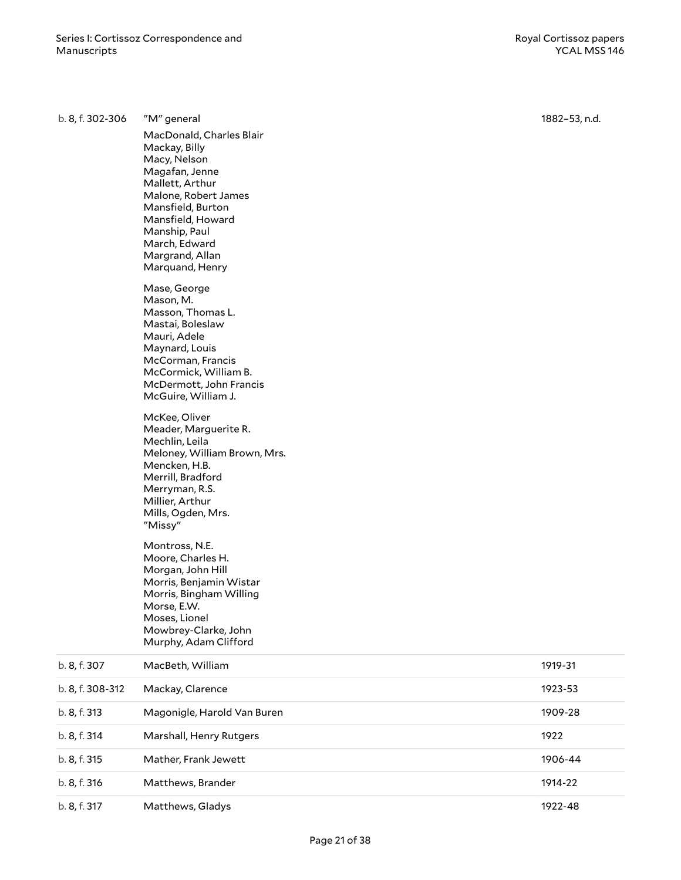| | | |
|---|---|---|
| b. 8, f. 302-306 | "M" general<br>MacDonald, Charles Blair<br>Mackay, Billy<br>Macy, Nelson<br>Magafan, Jenne<br>Mallett, Arthur<br>Malone, Robert James<br>Mansfield, Burton<br>Mansfield, Howard<br>Manship, Paul<br>March, Edward<br>Margrand, Allan<br>Marquand, Henry<br><br>Mase, George<br>Mason, M.<br>Masson, Thomas L.<br>Mastai, Boleslaw<br>Mauri, Adele<br>Maynard, Louis<br>McCorman, Francis<br>McCormick, William B.<br>McDermott, John Francis<br>McGuire, William J.<br><br>McKee, Oliver<br>Meader, Marguerite R.<br>Mechlin, Leila<br>Meloney, William Brown, Mrs.<br>Mencken, H.B.<br>Merrill, Bradford<br>Merryman, R.S.<br>Millier, Arthur<br>Mills, Ogden, Mrs.<br>"Missy"<br><br>Montross, N.E.<br>Moore, Charles H.<br>Morgan, John Hill<br>Morris, Benjamin Wistar<br>Morris, Bingham Willing<br>Morse, E.W.<br>Moses, Lionel<br>Mowbrey-Clarke, John<br>Murphy, Adam Clifford | 1882–53, n.d. |
| b. 8, f. 307 | MacBeth, William | 1919-31 |
| b. 8, f. 308-312 | Mackay, Clarence | 1923-53 |
| b. 8, f. 313 | Magonigle, Harold Van Buren | 1909-28 |
| b. 8, f. 314 | Marshall, Henry Rutgers | 1922 |
| b. 8, f. 315 | Mather, Frank Jewett | 1906-44 |
| b. 8, f. 316 | Matthews, Brander | 1914-22 |
| b. 8, f. 317 | Matthews, Gladys | 1922-48 |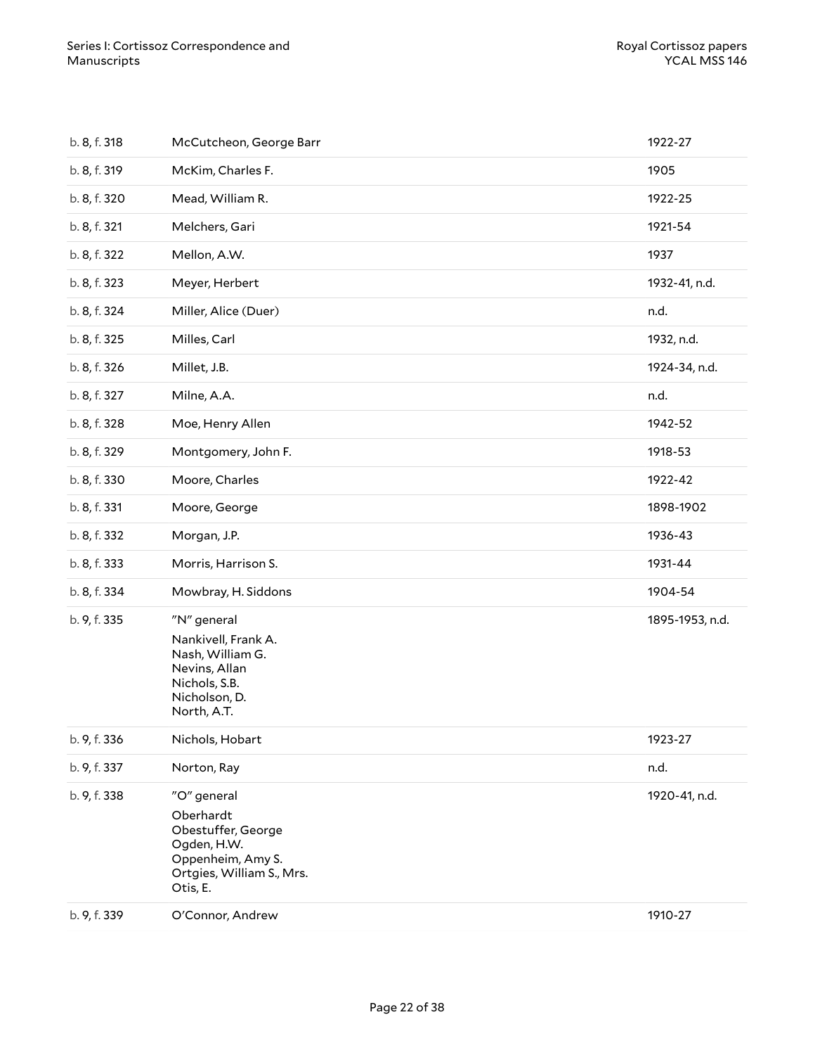| | | |
|---|---|---|
| b. 8, f. 318 | McCutcheon, George Barr | 1922-27 |
| b. 8, f. 319 | McKim, Charles F. | 1905 |
| b. 8, f. 320 | Mead, William R. | 1922-25 |
| b. 8, f. 321 | Melchers, Gari | 1921-54 |
| b. 8, f. 322 | Mellon, A.W. | 1937 |
| b. 8, f. 323 | Meyer, Herbert | 1932-41, n.d. |
| b. 8, f. 324 | Miller, Alice (Duer) | n.d. |
| b. 8, f. 325 | Milles, Carl | 1932, n.d. |
| b. 8, f. 326 | Millet, J.B. | 1924-34, n.d. |
| b. 8, f. 327 | Milne, A.A. | n.d. |
| b. 8, f. 328 | Moe, Henry Allen | 1942-52 |
| b. 8, f. 329 | Montgomery, John F. | 1918-53 |
| b. 8, f. 330 | Moore, Charles | 1922-42 |
| b. 8, f. 331 | Moore, George | 1898-1902 |
| b. 8, f. 332 | Morgan, J.P. | 1936-43 |
| b. 8, f. 333 | Morris, Harrison S. | 1931-44 |
| b. 8, f. 334 | Mowbray, H. Siddons | 1904-54 |
| b. 9, f. 335 | "N" general<br>Nankivell, Frank A.<br>Nash, William G.<br>Nevins, Allan<br>Nichols, S.B.<br>Nicholson, D.<br>North, A.T. | 1895-1953, n.d. |
| b. 9, f. 336 | Nichols, Hobart | 1923-27 |
| b. 9, f. 337 | Norton, Ray | n.d. |
| b. 9, f. 338 | "O" general<br>Oberhardt<br>Obestuffer, George<br>Ogden, H.W.<br>Oppenheim, Amy S.<br>Ortgies, William S., Mrs.<br>Otis, E. | 1920-41, n.d. |
| b. 9, f. 339 | O'Connor, Andrew | 1910-27 |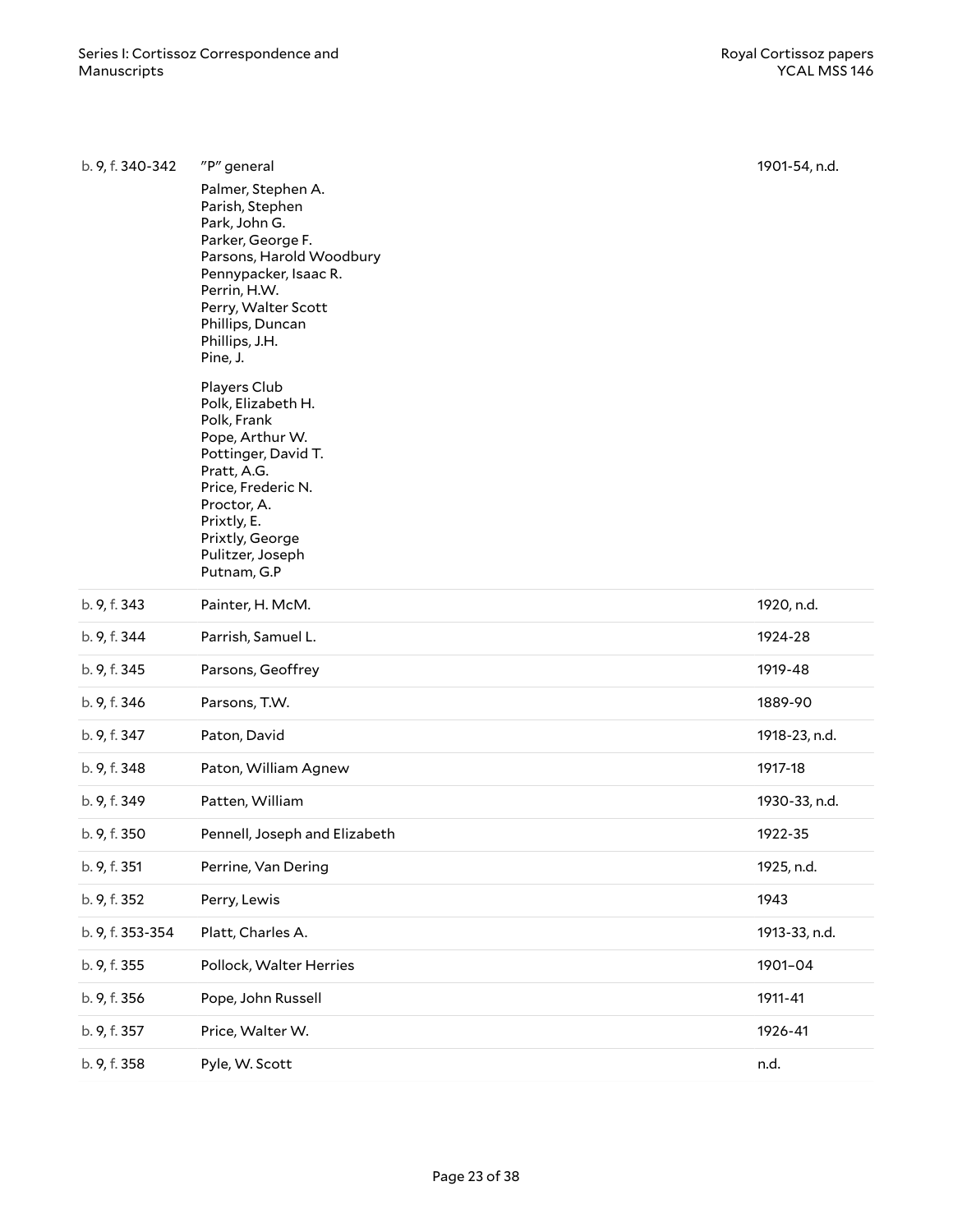| | | |
|---|---|---|
| b. 9, f. 340-342 | "P" general<br>Palmer, Stephen A.<br>Parish, Stephen<br>Park, John G.<br>Parker, George F.<br>Parsons, Harold Woodbury<br>Pennypacker, Isaac R.<br>Perrin, H.W.<br>Perry, Walter Scott<br>Phillips, Duncan<br>Phillips, J.H.<br>Pine, J.<br><br>Players Club<br>Polk, Elizabeth H.<br>Polk, Frank<br>Pope, Arthur W.<br>Pottinger, David T.<br>Pratt, A.G.<br>Price, Frederic N.<br>Proctor, A.<br>Prixtly, E.<br>Prixtly, George<br>Pulitzer, Joseph<br>Putnam, G.P | 1901-54, n.d. |
| b. 9, f. 343 | Painter, H. McM. | 1920, n.d. |
| b. 9, f. 344 | Parrish, Samuel L. | 1924-28 |
| b. 9, f. 345 | Parsons, Geoffrey | 1919-48 |
| b. 9, f. 346 | Parsons, T.W. | 1889-90 |
| b. 9, f. 347 | Paton, David | 1918-23, n.d. |
| b. 9, f. 348 | Paton, William Agnew | 1917-18 |
| b. 9, f. 349 | Patten, William | 1930-33, n.d. |
| b. 9, f. 350 | Pennell, Joseph and Elizabeth | 1922-35 |
| b. 9, f. 351 | Perrine, Van Dering | 1925, n.d. |
| b. 9, f. 352 | Perry, Lewis | 1943 |
| b. 9, f. 353-354 | Platt, Charles A. | 1913-33, n.d. |
| b. 9, f. 355 | Pollock, Walter Herries | 1901–04 |
| b. 9, f. 356 | Pope, John Russell | 1911-41 |
| b. 9, f. 357 | Price, Walter W. | 1926-41 |
| b. 9, f. 358 | Pyle, W. Scott | n.d. |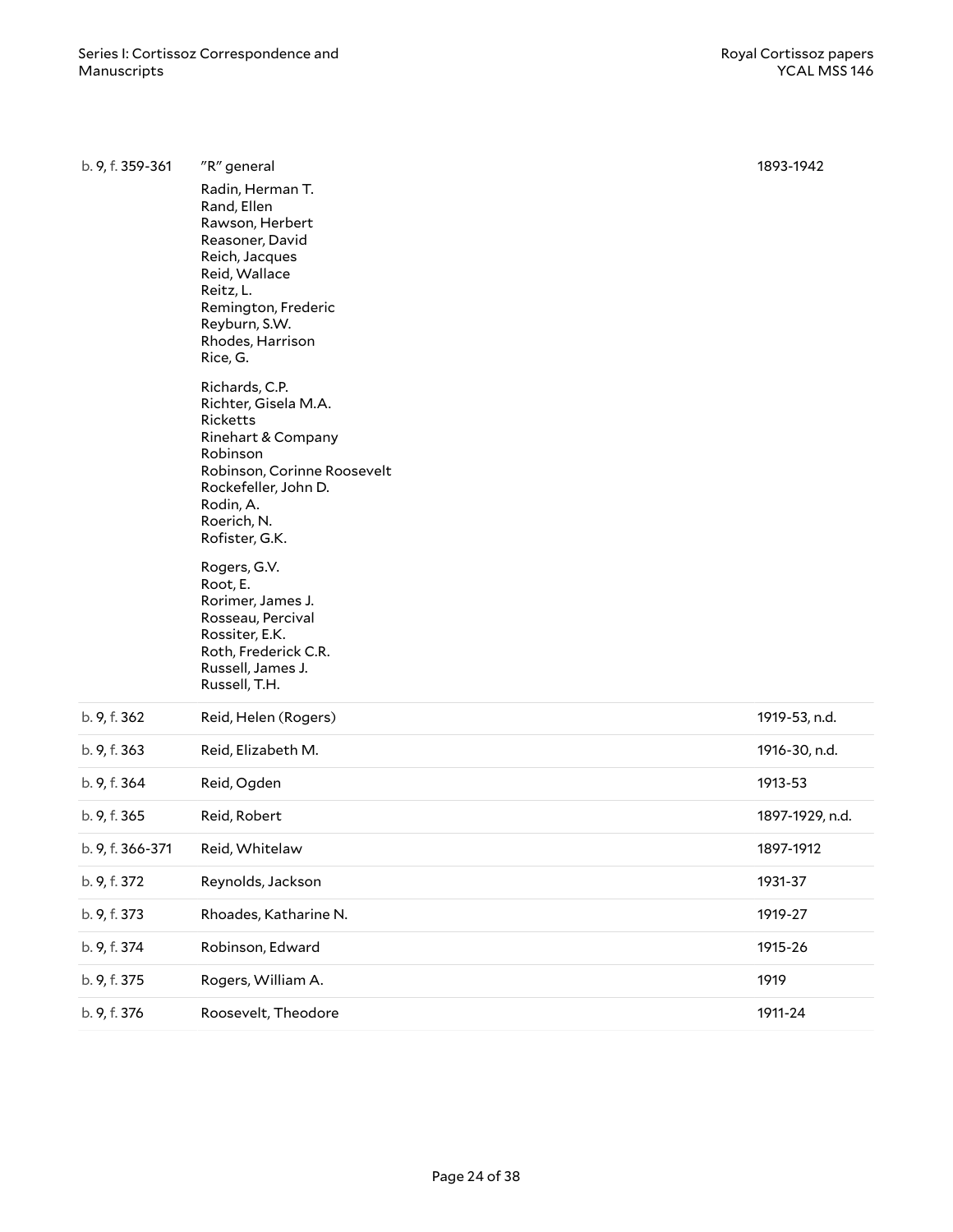| | | |
|---|---|---|
| b. 9, f. 359-361 | "R" general<br><br>Radin, Herman T.<br>Rand, Ellen<br>Rawson, Herbert<br>Reasoner, David<br>Reich, Jacques<br>Reid, Wallace<br>Reitz, L.<br>Remington, Frederic<br>Reyburn, S.W.<br>Rhodes, Harrison<br>Rice, G.<br><br>Richards, C.P.<br>Richter, Gisela M.A.<br>Ricketts<br>Rinehart & Company<br>Robinson<br>Robinson, Corinne Roosevelt<br>Rockefeller, John D.<br>Rodin, A.<br>Roerich, N.<br>Rofister, G.K.<br><br>Rogers, G.V.<br>Root, E.<br>Rorimer, James J.<br>Rosseau, Percival<br>Rossiter, E.K.<br>Roth, Frederick C.R.<br>Russell, James J.<br>Russell, T.H. | 1893-1942 |
| b. 9, f. 362 | Reid, Helen (Rogers) | 1919-53, n.d. |
| b. 9, f. 363 | Reid, Elizabeth M. | 1916-30, n.d. |
| b. 9, f. 364 | Reid, Ogden | 1913-53 |
| b. 9, f. 365 | Reid, Robert | 1897-1929, n.d. |
| b. 9, f. 366-371 | Reid, Whitelaw | 1897-1912 |
| b. 9, f. 372 | Reynolds, Jackson | 1931-37 |
| b. 9, f. 373 | Rhoades, Katharine N. | 1919-27 |
| b. 9, f. 374 | Robinson, Edward | 1915-26 |
| b. 9, f. 375 | Rogers, William A. | 1919 |
| b. 9, f. 376 | Roosevelt, Theodore | 1911-24 |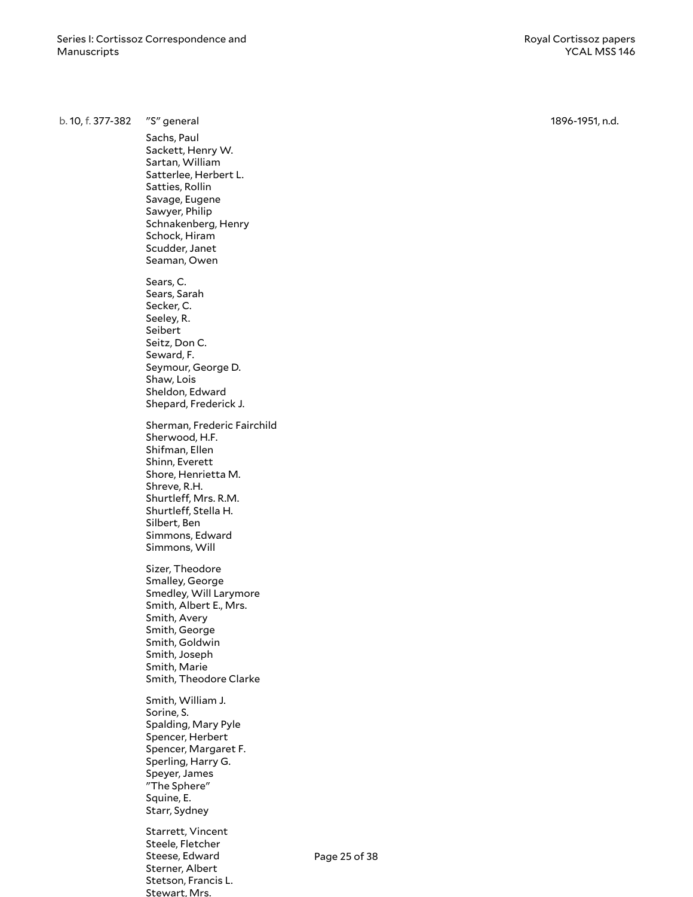b. 10, f. 377-382 "S" general 1896-1951, n.d.

Sachs, Paul
Sackett, Henry W.
Sartan, William
Satterlee, Herbert L.
Satties, Rollin
Savage, Eugene
Sawyer, Philip
Schnakenberg, Henry
Schock, Hiram
Scudder, Janet
Seaman, Owen

Sears, C.
Sears, Sarah
Secker, C.
Seeley, R.
Seibert
Seitz, Don C.
Seward, F.
Seymour, George D.
Shaw, Lois
Sheldon, Edward
Shepard, Frederick J.

Sherman, Frederic Fairchild
Sherwood, H.F.
Shifman, Ellen
Shinn, Everett
Shore, Henrietta M.
Shreve, R.H.
Shurtleff, Mrs. R.M.
Shurtleff, Stella H.
Silbert, Ben
Simmons, Edward
Simmons, Will

Sizer, Theodore
Smalley, George
Smedley, Will Larymore
Smith, Albert E., Mrs.
Smith, Avery
Smith, George
Smith, Goldwin
Smith, Joseph
Smith, Marie
Smith, Theodore Clarke

Smith, William J.
Sorine, S.
Spalding, Mary Pyle
Spencer, Herbert
Spencer, Margaret F.
Sperling, Harry G.
Speyer, James
"The Sphere"
Squine, E.
Starr, Sydney

Starrett, Vincent
Steele, Fletcher
Steese, Edward
Sterner, Albert
Stetson, Francis L.
Stewart, Mrs.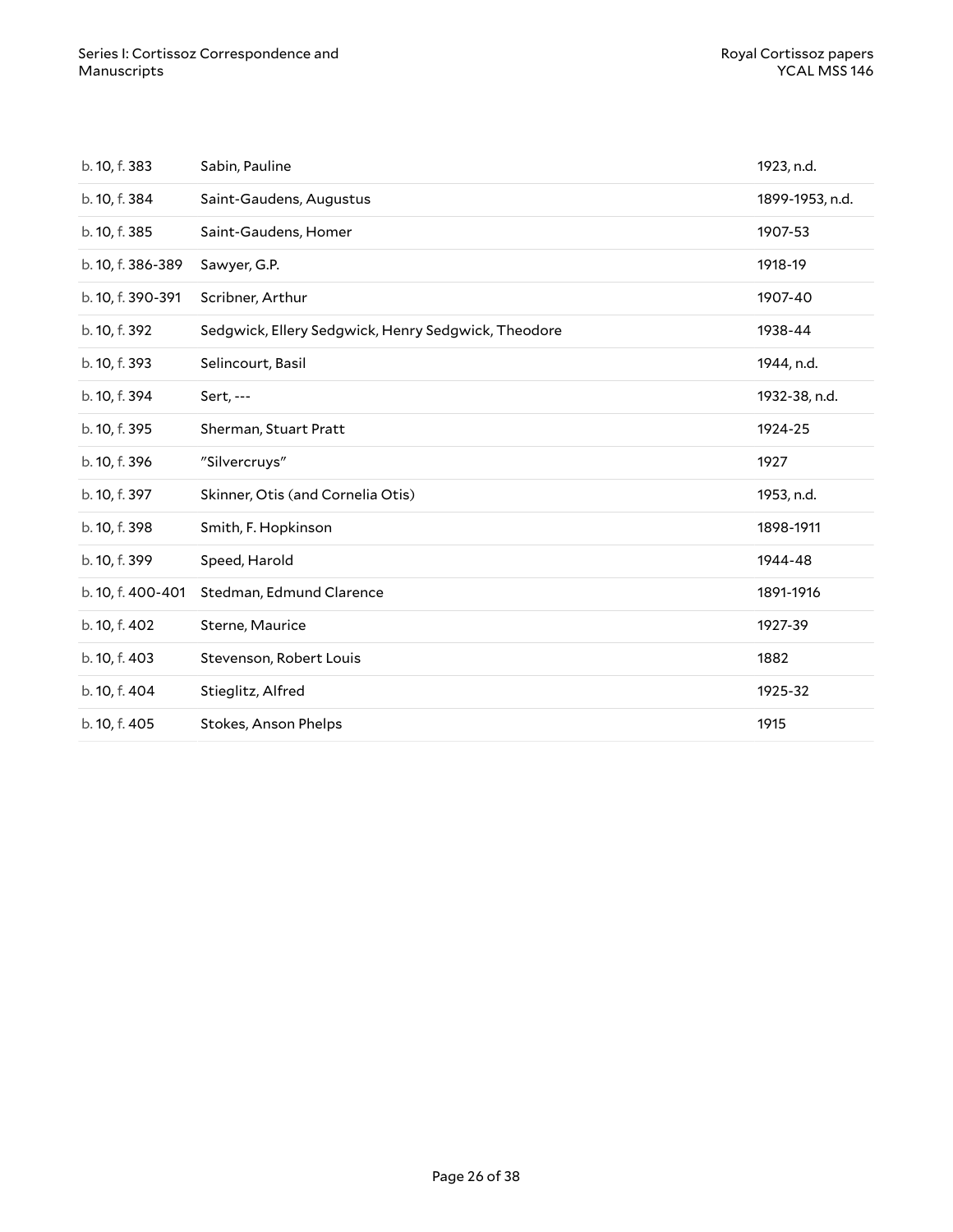| | | |
|---|---|---|
| b. 10, f. 383 | Sabin, Pauline | 1923, n.d. |
| b. 10, f. 384 | Saint-Gaudens, Augustus | 1899-1953, n.d. |
| b. 10, f. 385 | Saint-Gaudens, Homer | 1907-53 |
| b. 10, f. 386-389 | Sawyer, G.P. | 1918-19 |
| b. 10, f. 390-391 | Scribner, Arthur | 1907-40 |
| b. 10, f. 392 | Sedgwick, Ellery Sedgwick, Henry Sedgwick, Theodore | 1938-44 |
| b. 10, f. 393 | Selincourt, Basil | 1944, n.d. |
| b. 10, f. 394 | Sert, --- | 1932-38, n.d. |
| b. 10, f. 395 | Sherman, Stuart Pratt | 1924-25 |
| b. 10, f. 396 | "Silvercruys" | 1927 |
| b. 10, f. 397 | Skinner, Otis (and Cornelia Otis) | 1953, n.d. |
| b. 10, f. 398 | Smith, F. Hopkinson | 1898-1911 |
| b. 10, f. 399 | Speed, Harold | 1944-48 |
| b. 10, f. 400-401 | Stedman, Edmund Clarence | 1891-1916 |
| b. 10, f. 402 | Sterne, Maurice | 1927-39 |
| b. 10, f. 403 | Stevenson, Robert Louis | 1882 |
| b. 10, f. 404 | Stieglitz, Alfred | 1925-32 |
| b. 10, f. 405 | Stokes, Anson Phelps | 1915 |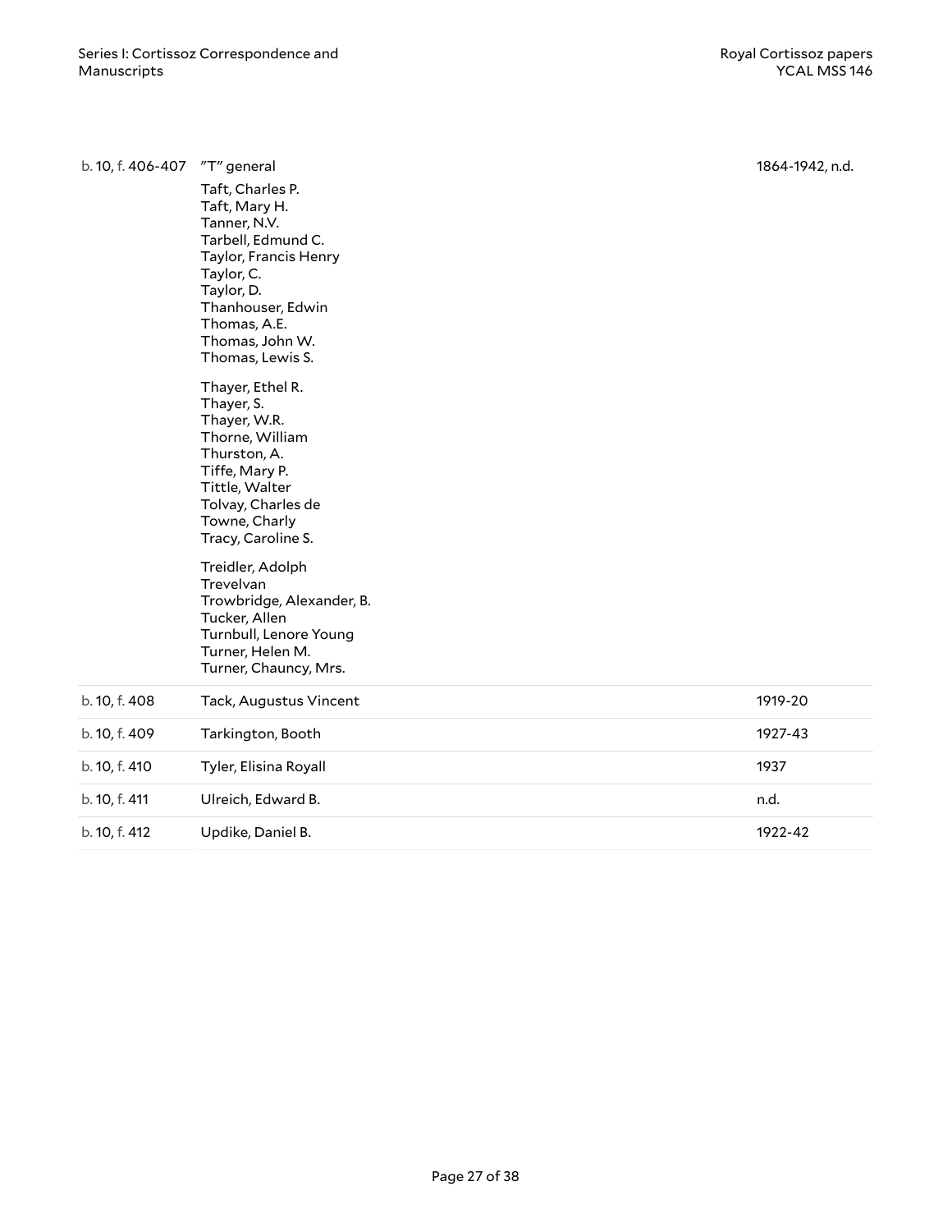| | | |
|---|---|---|
| b. 10, f. 406-407 | "T" general<br><br>Taft, Charles P.<br>Taft, Mary H.<br>Tanner, N.V.<br>Tarbell, Edmund C.<br>Taylor, Francis Henry<br>Taylor, C.<br>Taylor, D.<br>Thanhouser, Edwin<br>Thomas, A.E.<br>Thomas, John W.<br>Thomas, Lewis S.<br><br>Thayer, Ethel R.<br>Thayer, S.<br>Thayer, W.R.<br>Thorne, William<br>Thurston, A.<br>Tiffe, Mary P.<br>Tittle, Walter<br>Tolvay, Charles de<br>Towne, Charly<br>Tracy, Caroline S.<br><br>Treidler, Adolph<br>Trevelvan<br>Trowbridge, Alexander, B.<br>Tucker, Allen<br>Turnbull, Lenore Young<br>Turner, Helen M.<br>Turner, Chauncy, Mrs. | 1864-1942, n.d. |
| b. 10, f. 408 | Tack, Augustus Vincent | 1919-20 |
| b. 10, f. 409 | Tarkington, Booth | 1927-43 |
| b. 10, f. 410 | Tyler, Elisina Royall | 1937 |
| b. 10, f. 411 | Ulreich, Edward B. | n.d. |
| b. 10, f. 412 | Updike, Daniel B. | 1922-42 |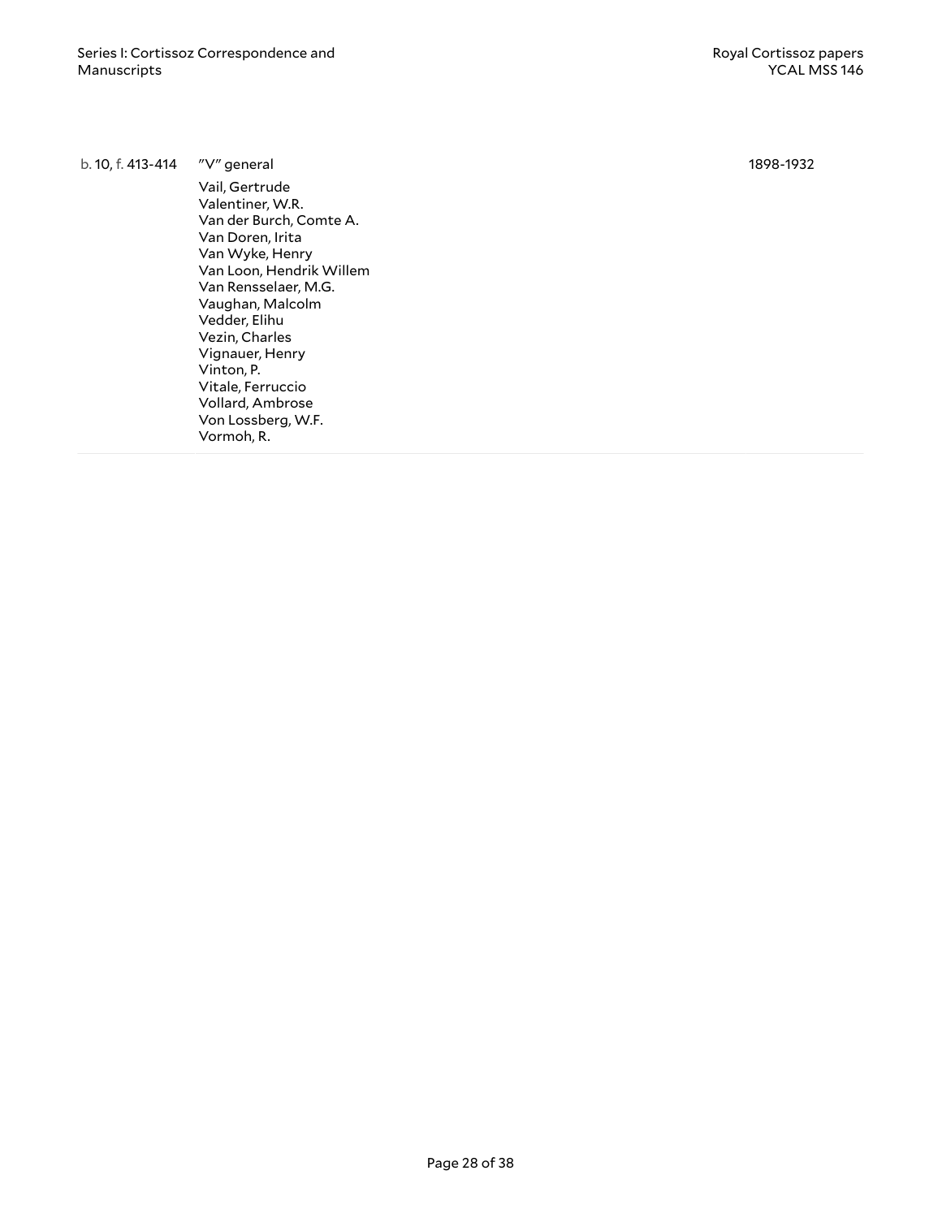| | | |
|---|---|---|
| b. 10, f. 413-414 | "V" general<br>Vail, Gertrude<br>Valentiner, W.R.<br>Van der Burch, Comte A.<br>Van Doren, Irita<br>Van Wyke, Henry<br>Van Loon, Hendrik Willem<br>Van Rensselaer, M.G.<br>Vaughan, Malcolm<br>Vedder, Elihu<br>Vezin, Charles<br>Vignauer, Henry<br>Vinton, P.<br>Vitale, Ferruccio<br>Vollard, Ambrose<br>Von Lossberg, W.F.<br>Vormoh, R. | 1898-1932 |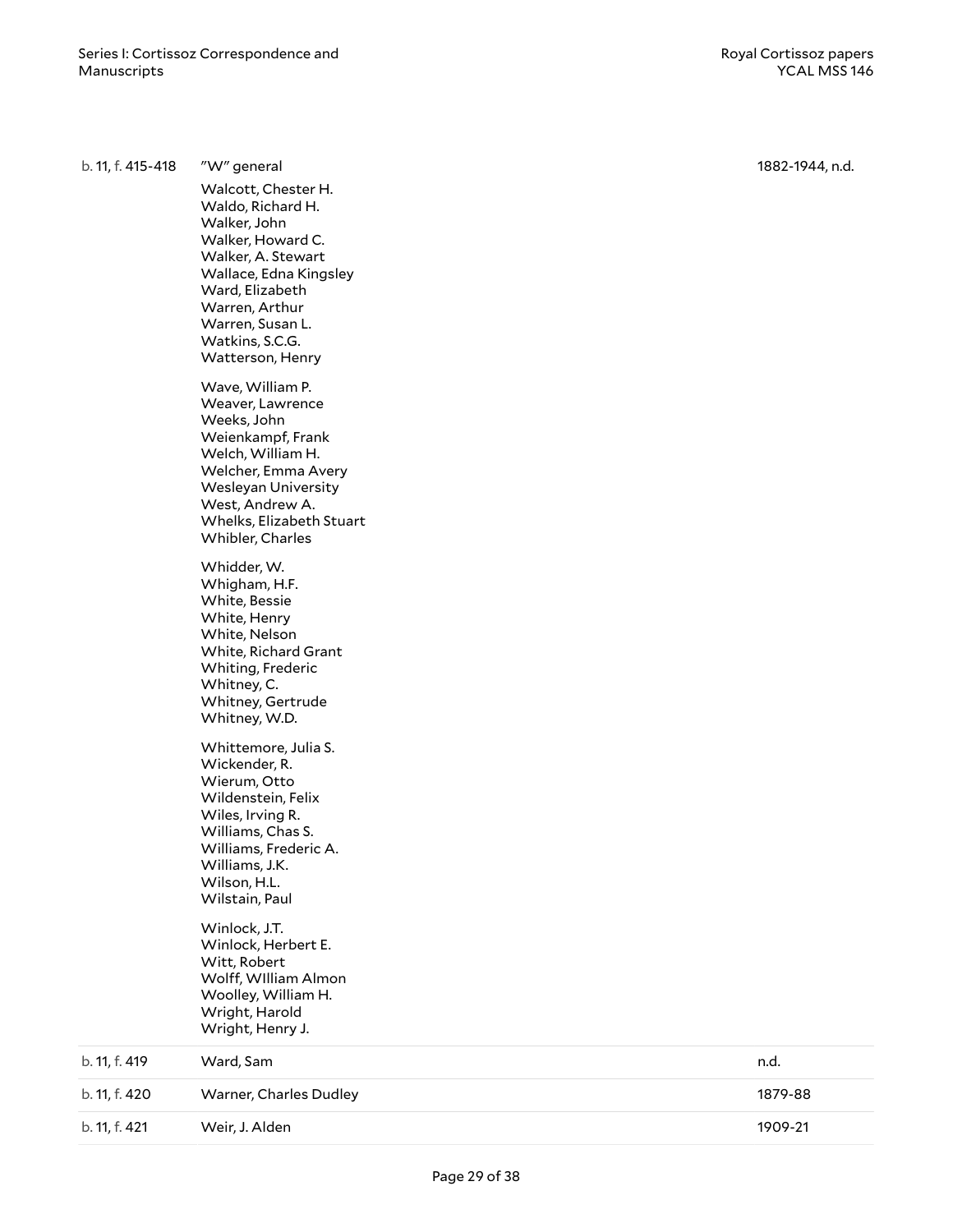| | | |
|---|---|---|
| b. 11, f. 415-418 | "W" general<br>Walcott, Chester H.<br>Waldo, Richard H.<br>Walker, John<br>Walker, Howard C.<br>Walker, A. Stewart<br>Wallace, Edna Kingsley<br>Ward, Elizabeth<br>Warren, Arthur<br>Warren, Susan L.<br>Watkins, S.C.G.<br>Watterson, Henry<br><br>Wave, William P.<br>Weaver, Lawrence<br>Weeks, John<br>Weienkampf, Frank<br>Welch, William H.<br>Welcher, Emma Avery<br>Wesleyan University<br>West, Andrew A.<br>Whelks, Elizabeth Stuart<br>Whibler, Charles<br><br>Whidder, W.<br>Whigham, H.F.<br>White, Bessie<br>White, Henry<br>White, Nelson<br>White, Richard Grant<br>Whiting, Frederic<br>Whitney, C.<br>Whitney, Gertrude<br>Whitney, W.D.<br><br>Whittemore, Julia S.<br>Wickender, R.<br>Wierum, Otto<br>Wildenstein, Felix<br>Wiles, Irving R.<br>Williams, Chas S.<br>Williams, Frederic A.<br>Williams, J.K.<br>Wilson, H.L.<br>Wilstain, Paul<br><br>Winlock, J.T.<br>Winlock, Herbert E.<br>Witt, Robert<br>Wolff, WIlliam Almon<br>Woolley, William H.<br>Wright, Harold<br>Wright, Henry J. | 1882-1944, n.d. |
| b. 11, f. 419 | Ward, Sam | n.d. |
| b. 11, f. 420 | Warner, Charles Dudley | 1879-88 |
| b. 11, f. 421 | Weir, J. Alden | 1909-21 |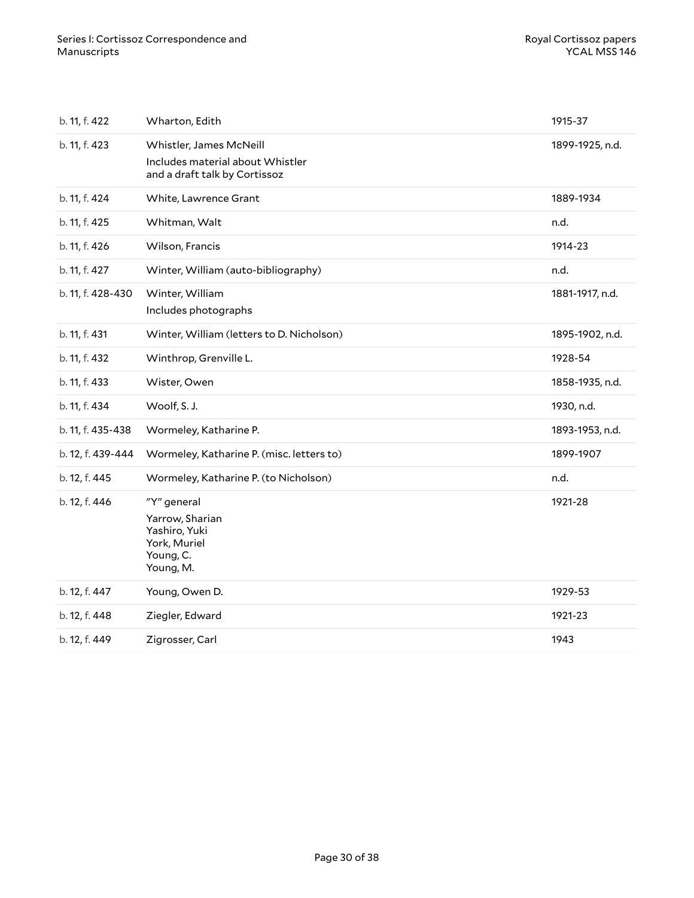| | | |
|---|---|---|
| b. 11, f. 422 | Wharton, Edith | 1915-37 |
| b. 11, f. 423 | Whistler, James McNeill<br>Includes material about Whistler and a draft talk by Cortissoz | 1899-1925, n.d. |
| b. 11, f. 424 | White, Lawrence Grant | 1889-1934 |
| b. 11, f. 425 | Whitman, Walt | n.d. |
| b. 11, f. 426 | Wilson, Francis | 1914-23 |
| b. 11, f. 427 | Winter, William (auto-bibliography) | n.d. |
| b. 11, f. 428-430 | Winter, William<br>Includes photographs | 1881-1917, n.d. |
| b. 11, f. 431 | Winter, William (letters to D. Nicholson) | 1895-1902, n.d. |
| b. 11, f. 432 | Winthrop, Grenville L. | 1928-54 |
| b. 11, f. 433 | Wister, Owen | 1858-1935, n.d. |
| b. 11, f. 434 | Woolf, S. J. | 1930, n.d. |
| b. 11, f. 435-438 | Wormeley, Katharine P. | 1893-1953, n.d. |
| b. 12, f. 439-444 | Wormeley, Katharine P. (misc. letters to) | 1899-1907 |
| b. 12, f. 445 | Wormeley, Katharine P. (to Nicholson) | n.d. |
| b. 12, f. 446 | "Y" general<br>Yarrow, Sharian<br>Yashiro, Yuki<br>York, Muriel<br>Young, C.<br>Young, M. | 1921-28 |
| b. 12, f. 447 | Young, Owen D. | 1929-53 |
| b. 12, f. 448 | Ziegler, Edward | 1921-23 |
| b. 12, f. 449 | Zigrosser, Carl | 1943 |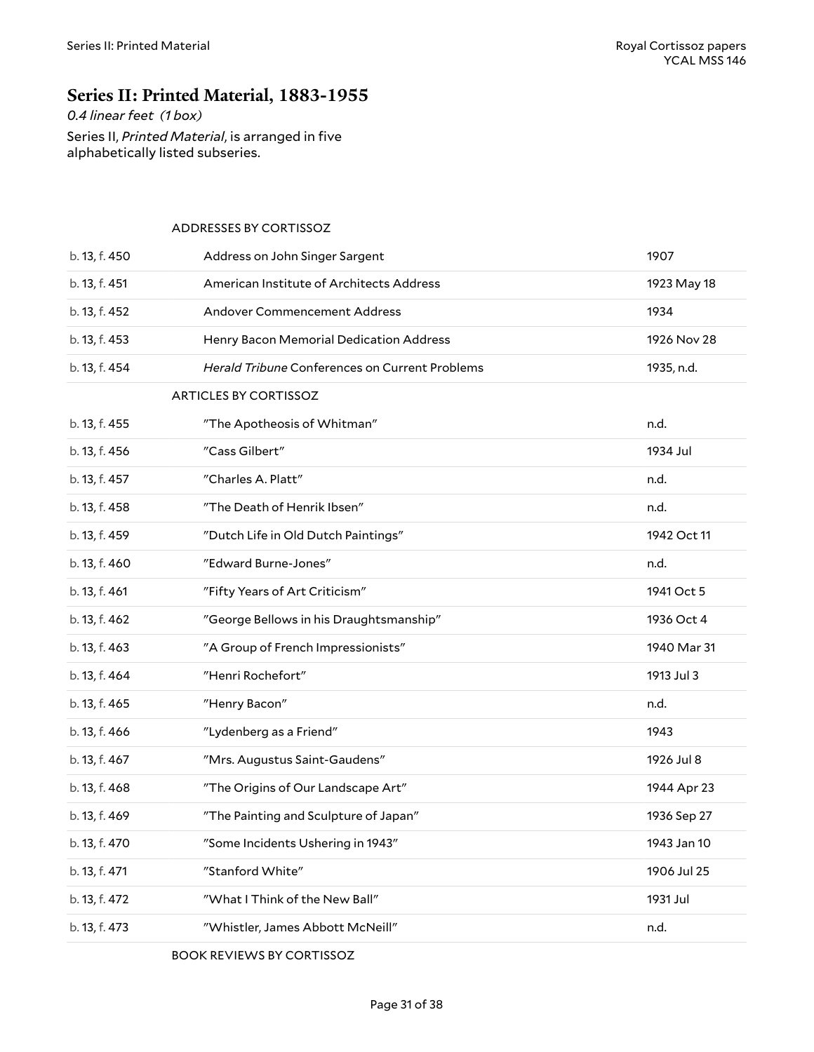## Series II: Printed Material, 1883-1955

*0.4 linear feet (1 box)*

Series II, *Printed Material*, is arranged in five alphabetically listed subseries.

| | ADDRESSES BY CORTISSOZ | |
|---|---|---|
| b. 13, f. 450 | Address on John Singer Sargent | 1907 |
| b. 13, f. 451 | American Institute of Architects Address | 1923 May 18 |
| b. 13, f. 452 | Andover Commencement Address | 1934 |
| b. 13, f. 453 | Henry Bacon Memorial Dedication Address | 1926 Nov 28 |
| b. 13, f. 454 | *Herald Tribune* Conferences on Current Problems | 1935, n.d. |
| | ARTICLES BY CORTISSOZ | |
| b. 13, f. 455 | "The Apotheosis of Whitman" | n.d. |
| b. 13, f. 456 | "Cass Gilbert" | 1934 Jul |
| b. 13, f. 457 | "Charles A. Platt" | n.d. |
| b. 13, f. 458 | "The Death of Henrik Ibsen" | n.d. |
| b. 13, f. 459 | "Dutch Life in Old Dutch Paintings" | 1942 Oct 11 |
| b. 13, f. 460 | "Edward Burne-Jones" | n.d. |
| b. 13, f. 461 | "Fifty Years of Art Criticism" | 1941 Oct 5 |
| b. 13, f. 462 | "George Bellows in his Draughtsmanship" | 1936 Oct 4 |
| b. 13, f. 463 | "A Group of French Impressionists" | 1940 Mar 31 |
| b. 13, f. 464 | "Henri Rochefort" | 1913 Jul 3 |
| b. 13, f. 465 | "Henry Bacon" | n.d. |
| b. 13, f. 466 | "Lydenberg as a Friend" | 1943 |
| b. 13, f. 467 | "Mrs. Augustus Saint-Gaudens" | 1926 Jul 8 |
| b. 13, f. 468 | "The Origins of Our Landscape Art" | 1944 Apr 23 |
| b. 13, f. 469 | "The Painting and Sculpture of Japan" | 1936 Sep 27 |
| b. 13, f. 470 | "Some Incidents Ushering in 1943" | 1943 Jan 10 |
| b. 13, f. 471 | "Stanford White" | 1906 Jul 25 |
| b. 13, f. 472 | "What I Think of the New Ball" | 1931 Jul |
| b. 13, f. 473 | "Whistler, James Abbott McNeill" | n.d. |
| | BOOK REVIEWS BY CORTISSOZ | |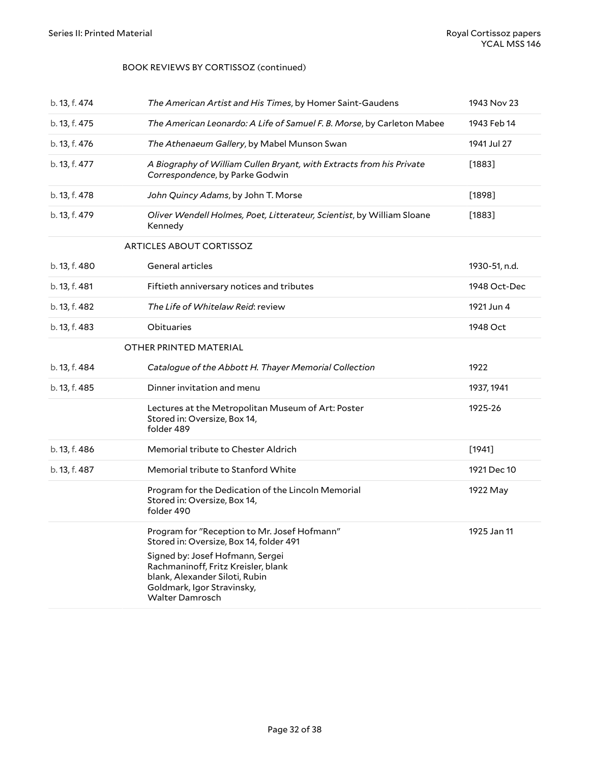BOOK REVIEWS BY CORTISSOZ (continued)

| | | |
|---|---|---|
| b. 13, f. 474 | *The American Artist and His Times*, by Homer Saint-Gaudens | 1943 Nov 23 |
| b. 13, f. 475 | *The American Leonardo: A Life of Samuel F. B. Morse*, by Carleton Mabee | 1943 Feb 14 |
| b. 13, f. 476 | *The Athenaeum Gallery*, by Mabel Munson Swan | 1941 Jul 27 |
| b. 13, f. 477 | *A Biography of William Cullen Bryant, with Extracts from his Private Correspondence*, by Parke Godwin | [1883] |
| b. 13, f. 478 | *John Quincy Adams*, by John T. Morse | [1898] |
| b. 13, f. 479 | *Oliver Wendell Holmes, Poet, Litterateur, Scientist*, by William Sloane Kennedy | [1883] |
| | ARTICLES ABOUT CORTISSOZ | |
| b. 13, f. 480 | General articles | 1930-51, n.d. |
| b. 13, f. 481 | Fiftieth anniversary notices and tributes | 1948 Oct-Dec |
| b. 13, f. 482 | *The Life of Whitelaw Reid*: review | 1921 Jun 4 |
| b. 13, f. 483 | Obituaries | 1948 Oct |
| | OTHER PRINTED MATERIAL | |
| b. 13, f. 484 | *Catalogue of the Abbott H. Thayer Memorial Collection* | 1922 |
| b. 13, f. 485 | Dinner invitation and menu | 1937, 1941 |
| | Lectures at the Metropolitan Museum of Art: Poster<br>Stored in: Oversize, Box 14, folder 489 | 1925-26 |
| b. 13, f. 486 | Memorial tribute to Chester Aldrich | [1941] |
| b. 13, f. 487 | Memorial tribute to Stanford White | 1921 Dec 10 |
| | Program for the Dedication of the Lincoln Memorial<br>Stored in: Oversize, Box 14, folder 490 | 1922 May |
| | Program for "Reception to Mr. Josef Hofmann"<br>Stored in: Oversize, Box 14, folder 491<br>Signed by: Josef Hofmann, Sergei Rachmaninoff, Fritz Kreisler, blank blank, Alexander Siloti, Rubin Goldmark, Igor Stravinsky, Walter Damrosch | 1925 Jan 11 |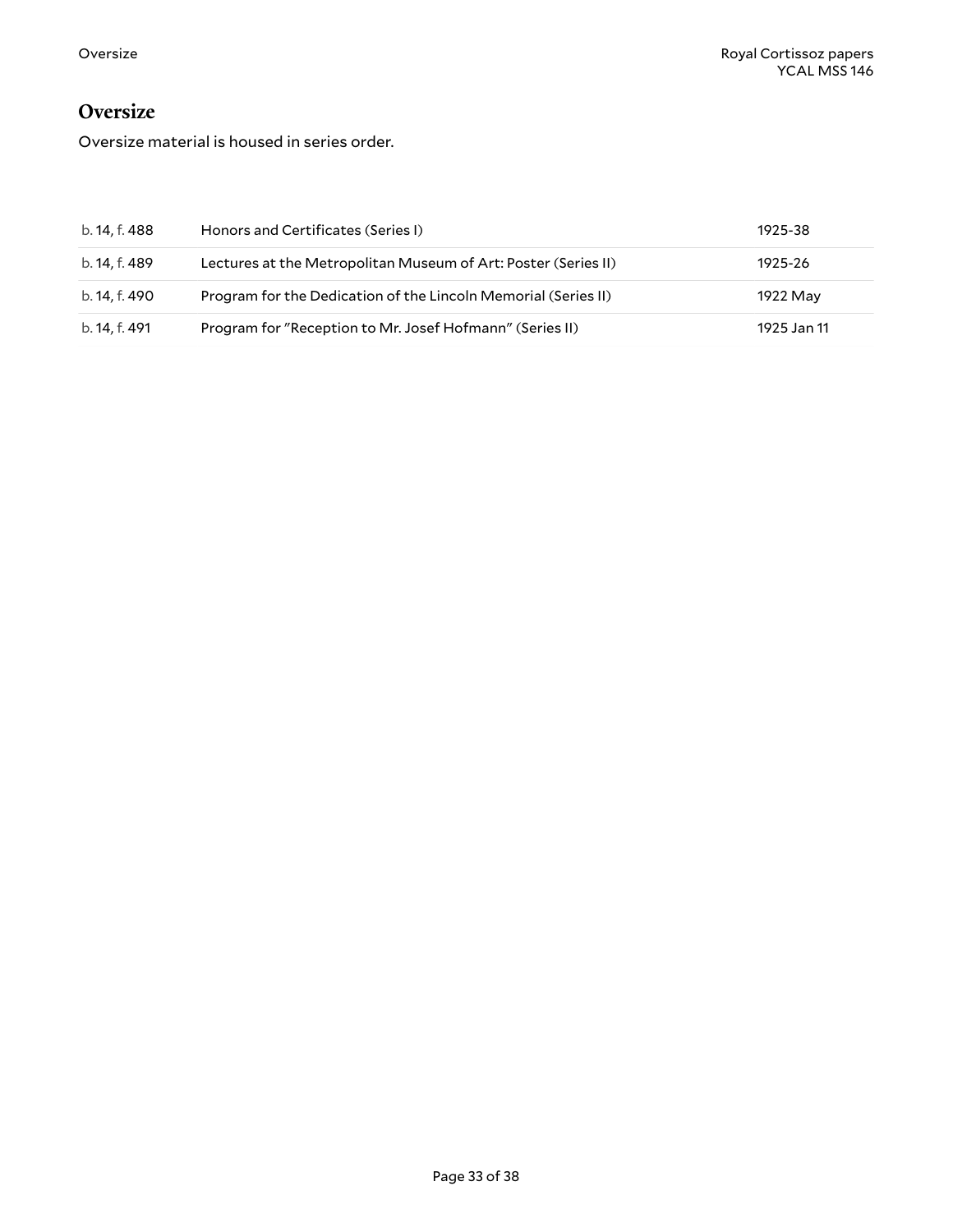## Oversize

Oversize material is housed in series order.

| | | |
|---|---|---|
| b. 14, f. 488 | Honors and Certificates (Series I) | 1925-38 |
| b. 14, f. 489 | Lectures at the Metropolitan Museum of Art: Poster (Series II) | 1925-26 |
| b. 14, f. 490 | Program for the Dedication of the Lincoln Memorial (Series II) | 1922 May |
| b. 14, f. 491 | Program for "Reception to Mr. Josef Hofmann" (Series II) | 1925 Jan 11 |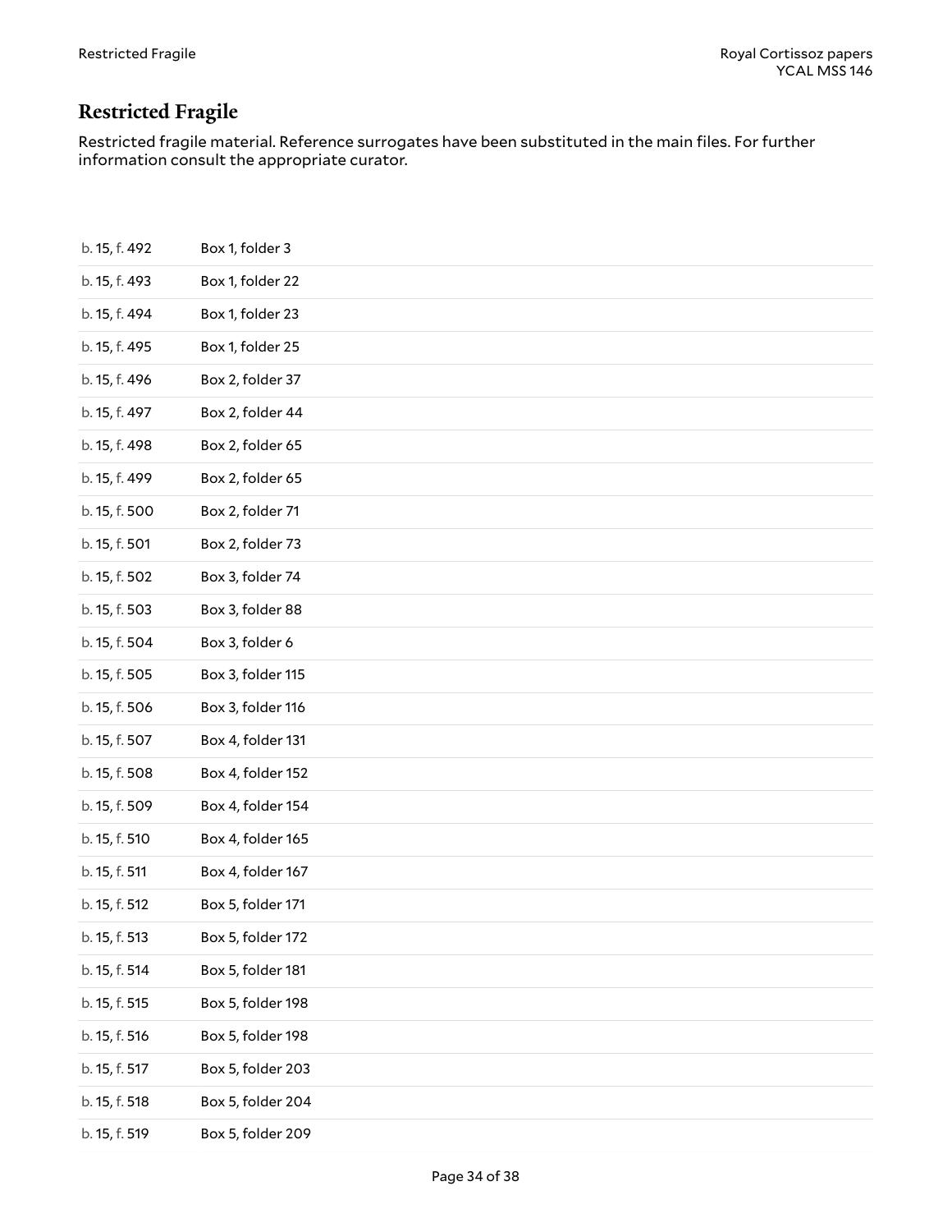## Restricted Fragile

Restricted fragile material. Reference surrogates have been substituted in the main files. For further information consult the appropriate curator.

| | |
|---|---|
| b. 15, f. 492 | Box 1, folder 3 |
| b. 15, f. 493 | Box 1, folder 22 |
| b. 15, f. 494 | Box 1, folder 23 |
| b. 15, f. 495 | Box 1, folder 25 |
| b. 15, f. 496 | Box 2, folder 37 |
| b. 15, f. 497 | Box 2, folder 44 |
| b. 15, f. 498 | Box 2, folder 65 |
| b. 15, f. 499 | Box 2, folder 65 |
| b. 15, f. 500 | Box 2, folder 71 |
| b. 15, f. 501 | Box 2, folder 73 |
| b. 15, f. 502 | Box 3, folder 74 |
| b. 15, f. 503 | Box 3, folder 88 |
| b. 15, f. 504 | Box 3, folder 6 |
| b. 15, f. 505 | Box 3, folder 115 |
| b. 15, f. 506 | Box 3, folder 116 |
| b. 15, f. 507 | Box 4, folder 131 |
| b. 15, f. 508 | Box 4, folder 152 |
| b. 15, f. 509 | Box 4, folder 154 |
| b. 15, f. 510 | Box 4, folder 165 |
| b. 15, f. 511 | Box 4, folder 167 |
| b. 15, f. 512 | Box 5, folder 171 |
| b. 15, f. 513 | Box 5, folder 172 |
| b. 15, f. 514 | Box 5, folder 181 |
| b. 15, f. 515 | Box 5, folder 198 |
| b. 15, f. 516 | Box 5, folder 198 |
| b. 15, f. 517 | Box 5, folder 203 |
| b. 15, f. 518 | Box 5, folder 204 |
| b. 15, f. 519 | Box 5, folder 209 |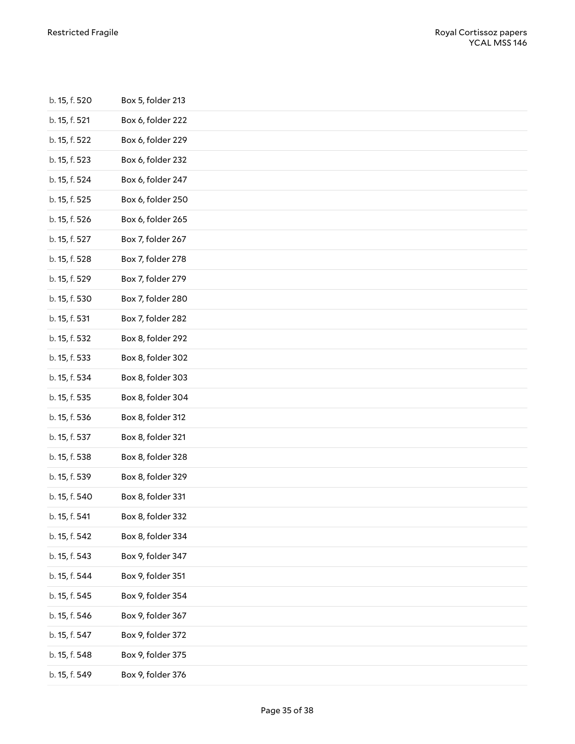| | |
|---|---|
| b. 15, f. 520 | Box 5, folder 213 |
| b. 15, f. 521 | Box 6, folder 222 |
| b. 15, f. 522 | Box 6, folder 229 |
| b. 15, f. 523 | Box 6, folder 232 |
| b. 15, f. 524 | Box 6, folder 247 |
| b. 15, f. 525 | Box 6, folder 250 |
| b. 15, f. 526 | Box 6, folder 265 |
| b. 15, f. 527 | Box 7, folder 267 |
| b. 15, f. 528 | Box 7, folder 278 |
| b. 15, f. 529 | Box 7, folder 279 |
| b. 15, f. 530 | Box 7, folder 280 |
| b. 15, f. 531 | Box 7, folder 282 |
| b. 15, f. 532 | Box 8, folder 292 |
| b. 15, f. 533 | Box 8, folder 302 |
| b. 15, f. 534 | Box 8, folder 303 |
| b. 15, f. 535 | Box 8, folder 304 |
| b. 15, f. 536 | Box 8, folder 312 |
| b. 15, f. 537 | Box 8, folder 321 |
| b. 15, f. 538 | Box 8, folder 328 |
| b. 15, f. 539 | Box 8, folder 329 |
| b. 15, f. 540 | Box 8, folder 331 |
| b. 15, f. 541 | Box 8, folder 332 |
| b. 15, f. 542 | Box 8, folder 334 |
| b. 15, f. 543 | Box 9, folder 347 |
| b. 15, f. 544 | Box 9, folder 351 |
| b. 15, f. 545 | Box 9, folder 354 |
| b. 15, f. 546 | Box 9, folder 367 |
| b. 15, f. 547 | Box 9, folder 372 |
| b. 15, f. 548 | Box 9, folder 375 |
| b. 15, f. 549 | Box 9, folder 376 |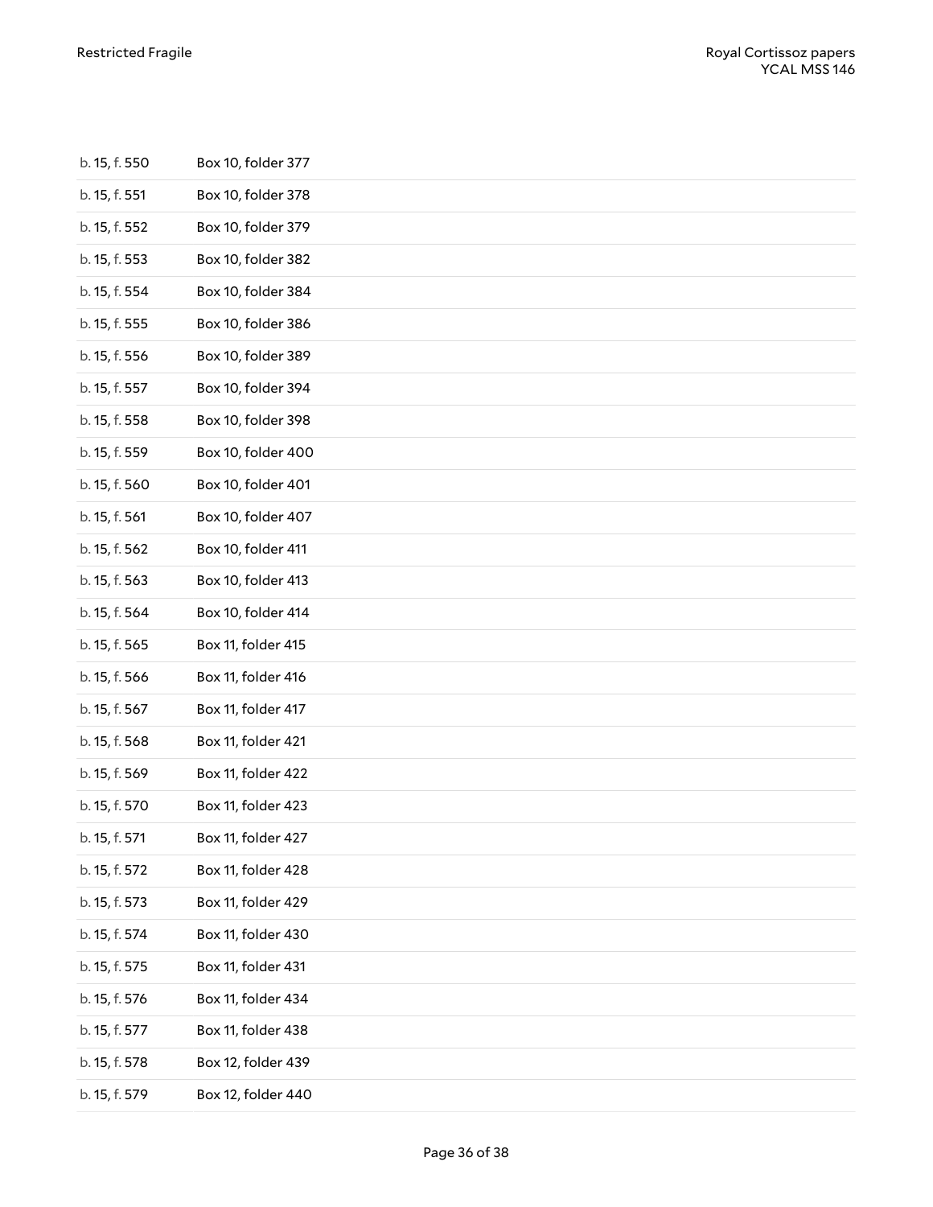| | |
|---|---|
| b. 15, f. 550 | Box 10, folder 377 |
| b. 15, f. 551 | Box 10, folder 378 |
| b. 15, f. 552 | Box 10, folder 379 |
| b. 15, f. 553 | Box 10, folder 382 |
| b. 15, f. 554 | Box 10, folder 384 |
| b. 15, f. 555 | Box 10, folder 386 |
| b. 15, f. 556 | Box 10, folder 389 |
| b. 15, f. 557 | Box 10, folder 394 |
| b. 15, f. 558 | Box 10, folder 398 |
| b. 15, f. 559 | Box 10, folder 400 |
| b. 15, f. 560 | Box 10, folder 401 |
| b. 15, f. 561 | Box 10, folder 407 |
| b. 15, f. 562 | Box 10, folder 411 |
| b. 15, f. 563 | Box 10, folder 413 |
| b. 15, f. 564 | Box 10, folder 414 |
| b. 15, f. 565 | Box 11, folder 415 |
| b. 15, f. 566 | Box 11, folder 416 |
| b. 15, f. 567 | Box 11, folder 417 |
| b. 15, f. 568 | Box 11, folder 421 |
| b. 15, f. 569 | Box 11, folder 422 |
| b. 15, f. 570 | Box 11, folder 423 |
| b. 15, f. 571 | Box 11, folder 427 |
| b. 15, f. 572 | Box 11, folder 428 |
| b. 15, f. 573 | Box 11, folder 429 |
| b. 15, f. 574 | Box 11, folder 430 |
| b. 15, f. 575 | Box 11, folder 431 |
| b. 15, f. 576 | Box 11, folder 434 |
| b. 15, f. 577 | Box 11, folder 438 |
| b. 15, f. 578 | Box 12, folder 439 |
| b. 15, f. 579 | Box 12, folder 440 |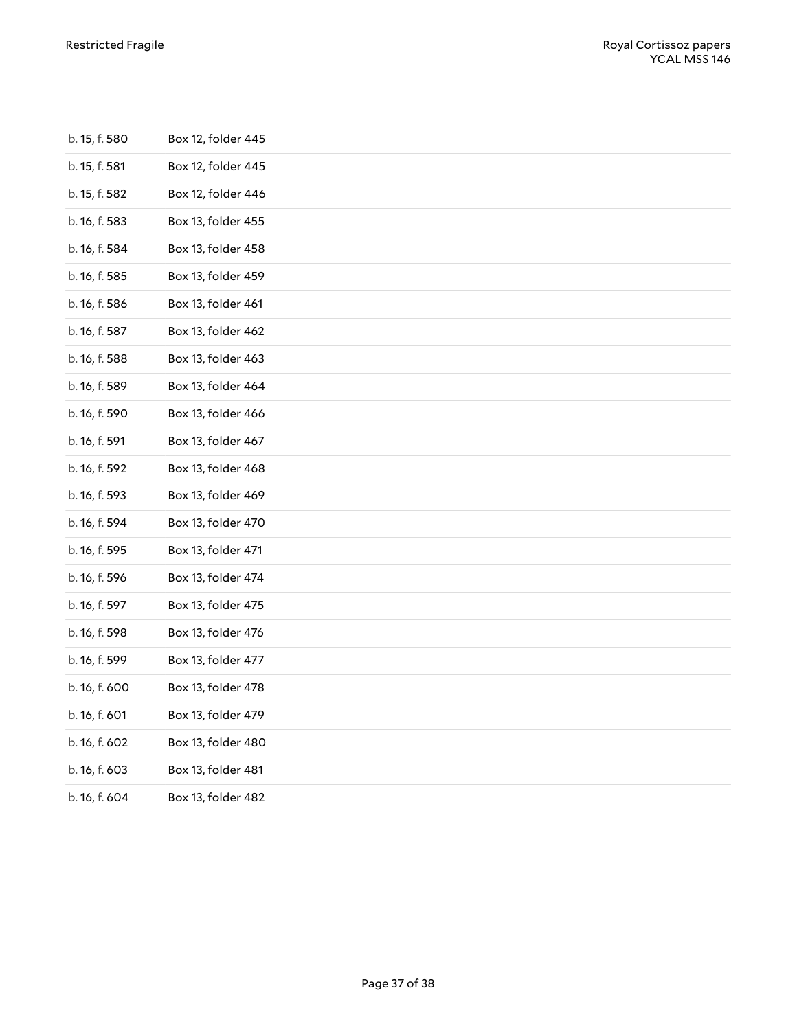| | |
|---|---|
| b. 15, f. 580 | Box 12, folder 445 |
| b. 15, f. 581 | Box 12, folder 445 |
| b. 15, f. 582 | Box 12, folder 446 |
| b. 16, f. 583 | Box 13, folder 455 |
| b. 16, f. 584 | Box 13, folder 458 |
| b. 16, f. 585 | Box 13, folder 459 |
| b. 16, f. 586 | Box 13, folder 461 |
| b. 16, f. 587 | Box 13, folder 462 |
| b. 16, f. 588 | Box 13, folder 463 |
| b. 16, f. 589 | Box 13, folder 464 |
| b. 16, f. 590 | Box 13, folder 466 |
| b. 16, f. 591 | Box 13, folder 467 |
| b. 16, f. 592 | Box 13, folder 468 |
| b. 16, f. 593 | Box 13, folder 469 |
| b. 16, f. 594 | Box 13, folder 470 |
| b. 16, f. 595 | Box 13, folder 471 |
| b. 16, f. 596 | Box 13, folder 474 |
| b. 16, f. 597 | Box 13, folder 475 |
| b. 16, f. 598 | Box 13, folder 476 |
| b. 16, f. 599 | Box 13, folder 477 |
| b. 16, f. 600 | Box 13, folder 478 |
| b. 16, f. 601 | Box 13, folder 479 |
| b. 16, f. 602 | Box 13, folder 480 |
| b. 16, f. 603 | Box 13, folder 481 |
| b. 16, f. 604 | Box 13, folder 482 |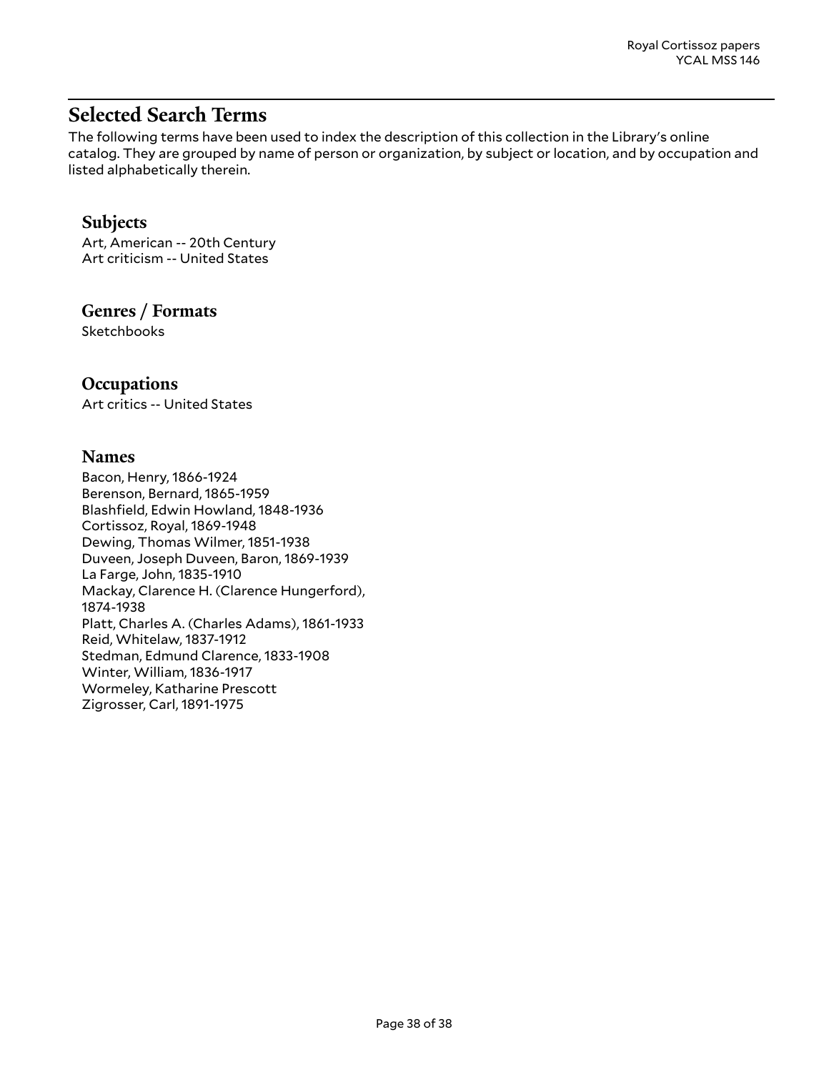## Selected Search Terms

The following terms have been used to index the description of this collection in the Library's online catalog. They are grouped by name of person or organization, by subject or location, and by occupation and listed alphabetically therein.

### Subjects

Art, American -- 20th Century
Art criticism -- United States

### Genres / Formats

Sketchbooks

### Occupations

Art critics -- United States

### Names

Bacon, Henry, 1866-1924
Berenson, Bernard, 1865-1959
Blashfield, Edwin Howland, 1848-1936
Cortissoz, Royal, 1869-1948
Dewing, Thomas Wilmer, 1851-1938
Duveen, Joseph Duveen, Baron, 1869-1939
La Farge, John, 1835-1910
Mackay, Clarence H. (Clarence Hungerford), 1874-1938
Platt, Charles A. (Charles Adams), 1861-1933
Reid, Whitelaw, 1837-1912
Stedman, Edmund Clarence, 1833-1908
Winter, William, 1836-1917
Wormeley, Katharine Prescott
Zigrosser, Carl, 1891-1975